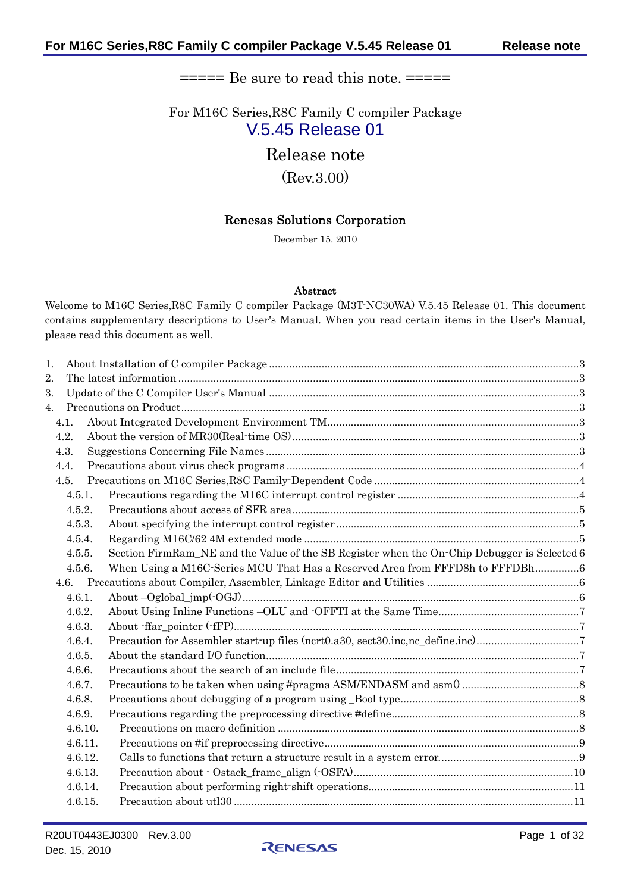===== Be sure to read this note. =====

For M16C Series,R8C Family C compiler Package

# V.5.45 Release 01

## Release note

(Rev.3.00)

**Renesas Solutions Corporation**

December 15. 2010

**Abstract**

Welcome to M16C Series,R8C Family C compiler Package (M3T-NC30WA) V.5.45 Release 01. This document contains supplementary descriptions to User's Manual. When you read certain items in the User's Manual, please read this document as well.

1. About Installation of C compiler Package ........................................3
2. The latest information ........................................3
3. Update of the C Compiler User's Manual ........................................3
4. Precautions on Product........................................3
   - 4.1. About Integrated Development Environment TM........................................3
   - 4.2. About the version of MR30(Real-time OS) ........................................3
   - 4.3. Suggestions Concerning File Names ........................................3
   - 4.4. Precautions about virus check programs ........................................4
   - 4.5. Precautions on M16C Series,R8C Family-Dependent Code ........................................4
     - 4.5.1. Precautions regarding the M16C interrupt control register ........................................4
     - 4.5.2. Precautions about access of SFR area........................................5
     - 4.5.3. About specifying the interrupt control register........................................5
     - 4.5.4. Regarding M16C/62 4M extended mode ........................................5
     - 4.5.5. Section FirmRam_NE and the Value of the SB Register when the On-Chip Debugger is Selected 6
     - 4.5.6. When Using a M16C-Series MCU That Has a Reserved Area from FFFD8h to FFFDBh..............6
   - 4.6. Precautions about Compiler, Assembler, Linkage Editor and Utilities ........................................6
     - 4.6.1. About –Oglobal_jmp(-OGJ)........................................6
     - 4.6.2. About Using Inline Functions –OLU and -OFFTI at the Same Time........................................7
     - 4.6.3. About -ffar_pointer (-fFP)........................................7
     - 4.6.4. Precaution for Assembler start-up files (ncrt0.a30, sect30.inc,nc_define.inc)........................................7
     - 4.6.5. About the standard I/O function........................................7
     - 4.6.6. Precautions about the search of an include file........................................7
     - 4.6.7. Precautions to be taken when using #pragma ASM/ENDASM and asm() ........................................8
     - 4.6.8. Precautions about debugging of a program using _Bool type........................................8
     - 4.6.9. Precautions regarding the preprocessing directive #define........................................8
     - 4.6.10. Precautions on macro definition ........................................8
     - 4.6.11. Precautions on #if preprocessing directive........................................9
     - 4.6.12. Calls to functions that return a structure result in a system error........................................9
     - 4.6.13. Precaution about - Ostack_frame_align (-OSFA)........................................10
     - 4.6.14. Precaution about performing right-shift operations........................................11
     - 4.6.15. Precaution about utl30 ........................................11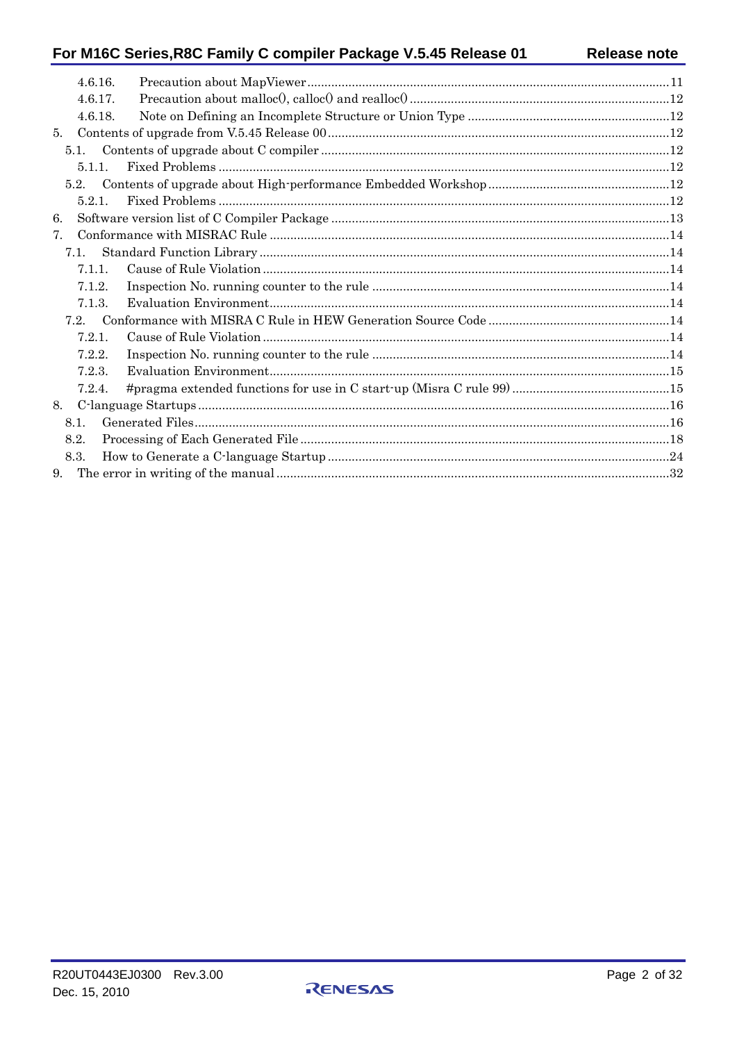4.6.16. Precaution about MapViewer ........................................................................................................11
4.6.17. Precaution about malloc(), calloc() and realloc() ...........................................................................12
4.6.18. Note on Defining an Incomplete Structure or Union Type ...........................................................12

5. Contents of upgrade from V.5.45 Release 00 ...................................................................................................12
   5.1. Contents of upgrade about C compiler .....................................................................................................12
      5.1.1. Fixed Problems ...................................................................................................................................12
   5.2. Contents of upgrade about High-performance Embedded Workshop ....................................................12
      5.2.1. Fixed Problems ...................................................................................................................................12
6. Software version list of C Compiler Package ..................................................................................................13
7. Conformance with MISRAC Rule ....................................................................................................................14
   7.1. Standard Function Library .......................................................................................................................14
      7.1.1. Cause of Rule Violation ......................................................................................................................14
      7.1.2. Inspection No. running counter to the rule .......................................................................................14
      7.1.3. Evaluation Environment.....................................................................................................................14
   7.2. Conformance with MISRA C Rule in HEW Generation Source Code .....................................................14
      7.2.1. Cause of Rule Violation ......................................................................................................................14
      7.2.2. Inspection No. running counter to the rule .......................................................................................14
      7.2.3. Evaluation Environment.....................................................................................................................15
      7.2.4. #pragma extended functions for use in C start-up (Misra C rule 99) .............................................15
8. C-language Startups .........................................................................................................................................16
   8.1. Generated Files..........................................................................................................................................16
   8.2. Processing of Each Generated File ...........................................................................................................18
   8.3. How to Generate a C-language Startup ...................................................................................................24
9. The error in writing of the manual ..................................................................................................................32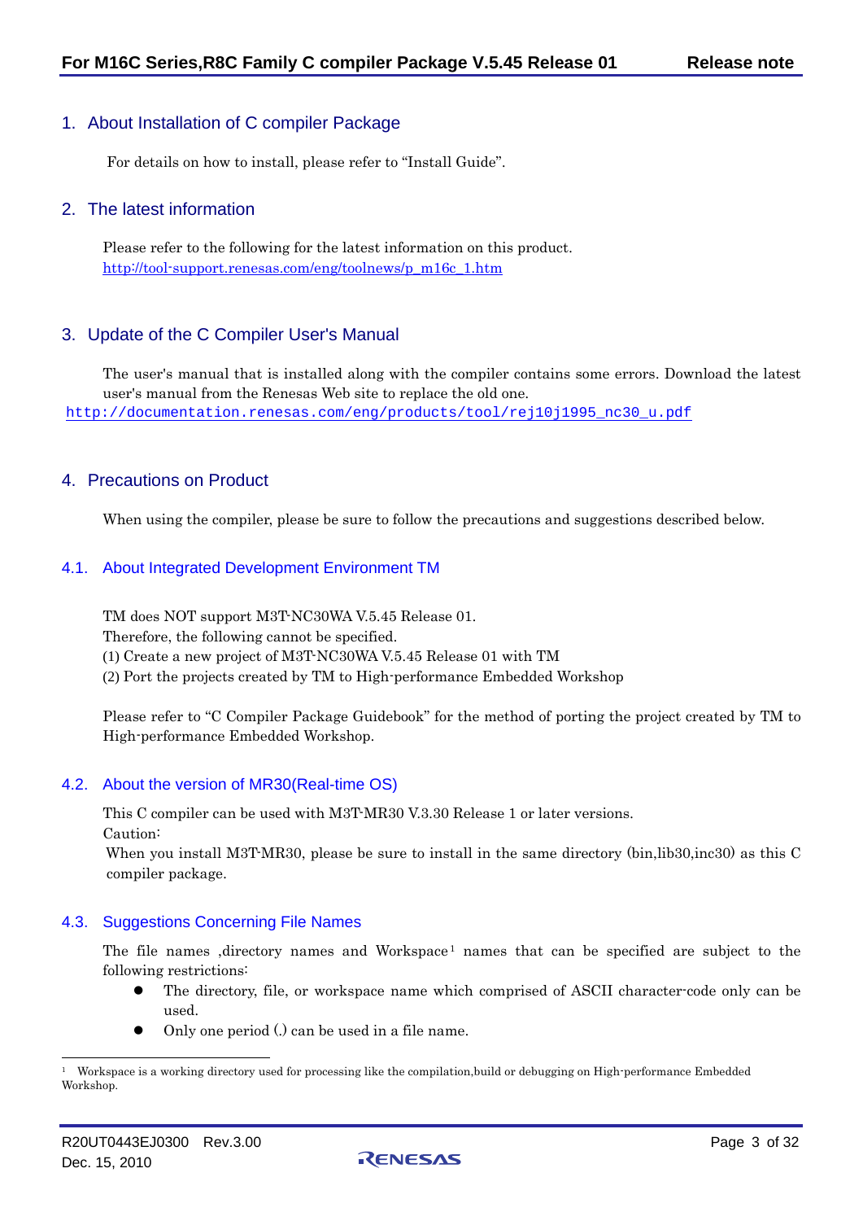## 1. About Installation of C compiler Package

For details on how to install, please refer to "Install Guide".

## 2. The latest information

Please refer to the following for the latest information on this product.
http://tool-support.renesas.com/eng/toolnews/p_m16c_1.htm

## 3. Update of the C Compiler User's Manual

The user's manual that is installed along with the compiler contains some errors. Download the latest user's manual from the Renesas Web site to replace the old one.
http://documentation.renesas.com/eng/products/tool/rej10j1995_nc30_u.pdf

## 4. Precautions on Product

When using the compiler, please be sure to follow the precautions and suggestions described below.

### 4.1. About Integrated Development Environment TM

TM does NOT support M3T-NC30WA V.5.45 Release 01.
Therefore, the following cannot be specified.
(1) Create a new project of M3T-NC30WA V.5.45 Release 01 with TM
(2) Port the projects created by TM to High-performance Embedded Workshop

Please refer to "C Compiler Package Guidebook" for the method of porting the project created by TM to High-performance Embedded Workshop.

### 4.2. About the version of MR30(Real-time OS)

This C compiler can be used with M3T-MR30 V.3.30 Release 1 or later versions.
Caution:
When you install M3T-MR30, please be sure to install in the same directory (bin,lib30,inc30) as this C compiler package.

### 4.3. Suggestions Concerning File Names

The file names ,directory names and Workspace[1] names that can be specified are subject to the following restrictions:

- The directory, file, or workspace name which comprised of ASCII character-code only can be used.
- Only one period (.) can be used in a file name.

---

[1] Workspace is a working directory used for processing like the compilation,build or debugging on High-performance Embedded Workshop.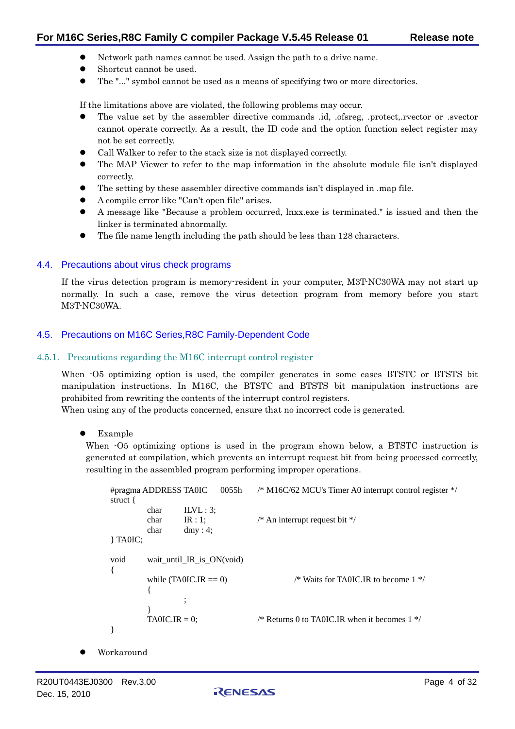- Network path names cannot be used. Assign the path to a drive name.
- Shortcut cannot be used.
- The "..." symbol cannot be used as a means of specifying two or more directories.

If the limitations above are violated, the following problems may occur.

- The value set by the assembler directive commands .id, .ofsreg, .protect,.rvector or .svector cannot operate correctly. As a result, the ID code and the option function select register may not be set correctly.
- Call Walker to refer to the stack size is not displayed correctly.
- The MAP Viewer to refer to the map information in the absolute module file isn't displayed correctly.
- The setting by these assembler directive commands isn't displayed in .map file.
- A compile error like "Can't open file" arises.
- A message like "Because a problem occurred, lnxx.exe is terminated." is issued and then the linker is terminated abnormally.
- The file name length including the path should be less than 128 characters.

## 4.4. Precautions about virus check programs

If the virus detection program is memory-resident in your computer, M3T-NC30WA may not start up normally. In such a case, remove the virus detection program from memory before you start M3T-NC30WA.

## 4.5. Precautions on M16C Series,R8C Family-Dependent Code

### 4.5.1. Precautions regarding the M16C interrupt control register

When -O5 optimizing option is used, the compiler generates in some cases BTSTC or BTSTS bit manipulation instructions. In M16C, the BTSTC and BTSTS bit manipulation instructions are prohibited from rewriting the contents of the interrupt control registers.
When using any of the products concerned, ensure that no incorrect code is generated.

- Example

When -O5 optimizing options is used in the program shown below, a BTSTC instruction is generated at compilation, which prevents an interrupt request bit from being processed correctly, resulting in the assembled program performing improper operations.

```
#pragma ADDRESS TA0IC     0055h     /* M16C/62 MCU's Timer A0 interrupt control register */
struct {
        char    ILVL : 3;
        char    IR : 1;             /* An interrupt request bit */
        char    dmy : 4;
} TA0IC;

void    wait_until_IR_is_ON(void)
{
        while (TA0IC.IR == 0)               /* Waits for TA0IC.IR to become 1 */
        {
                ;
        }
        TA0IC.IR = 0;               /* Returns 0 to TA0IC.IR when it becomes 1 */
}
```

- Workaround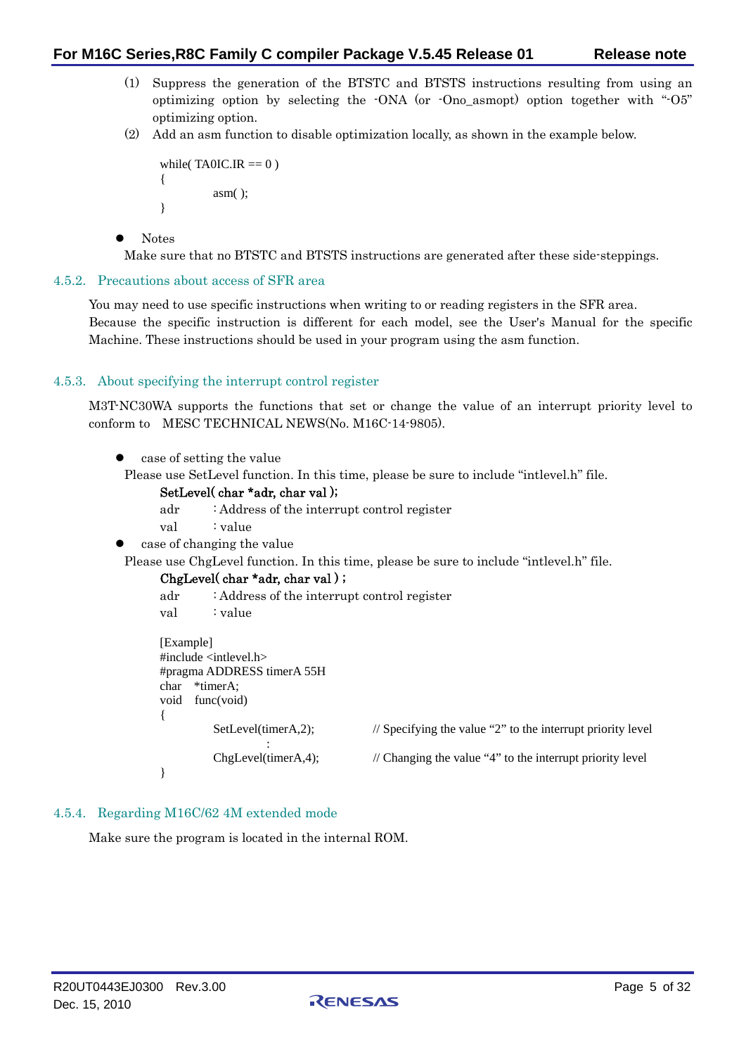(1) Suppress the generation of the BTSTC and BTSTS instructions resulting from using an optimizing option by selecting the -ONA (or -Ono_asmopt) option together with "-O5" optimizing option.

(2) Add an asm function to disable optimization locally, as shown in the example below.

```
while( TA0IC.IR == 0 )
{
        asm( );
}
```

- Notes

Make sure that no BTSTC and BTSTS instructions are generated after these side-steppings.

### 4.5.2. Precautions about access of SFR area

You may need to use specific instructions when writing to or reading registers in the SFR area.
Because the specific instruction is different for each model, see the User's Manual for the specific Machine. These instructions should be used in your program using the asm function.

### 4.5.3. About specifying the interrupt control register

M3T-NC30WA supports the functions that set or change the value of an interrupt priority level to conform to MESC TECHNICAL NEWS(No. M16C-14-9805).

- case of setting the value

Please use SetLevel function. In this time, please be sure to include "intlevel.h" file.

**SetLevel( char *adr, char val );**

adr : Address of the interrupt control register
val : value

- case of changing the value

Please use ChgLevel function. In this time, please be sure to include "intlevel.h" file.

**ChgLevel( char *adr, char val ) ;**

adr : Address of the interrupt control register
val : value

```
[Example]
#include <intlevel.h>
#pragma ADDRESS timerA 55H
char   *timerA;
void   func(void)
{
        SetLevel(timerA,2);          // Specifying the value "2" to the interrupt priority level
                    :
        ChgLevel(timerA,4);          // Changing the value "4" to the interrupt priority level
}
```

### 4.5.4. Regarding M16C/62 4M extended mode

Make sure the program is located in the internal ROM.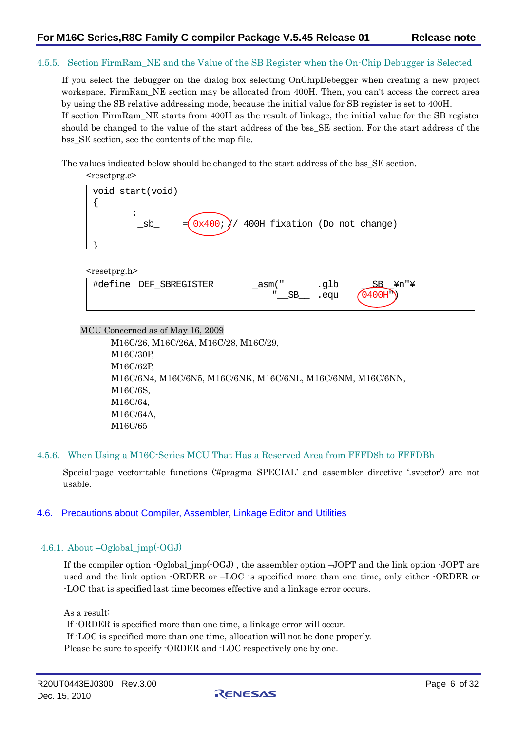### 4.5.5. Section FirmRam_NE and the Value of the SB Register when the On-Chip Debugger is Selected

If you select the debugger on the dialog box selecting OnChipDebegger when creating a new project workspace, FirmRam_NE section may be allocated from 400H. Then, you can't access the correct area by using the SB relative addressing mode, because the initial value for SB register is set to 400H.
If section FirmRam_NE starts from 400H as the result of linkage, the initial value for the SB register should be changed to the value of the start address of the bss_SE section. For the start address of the bss_SE section, see the contents of the map file.

The values indicated below should be changed to the start address of the bss_SE section.

<resetprg.c>

```
void start(void)
{
        :
         _sb_     = 0x400; // 400H fixation (Do not change)

}
```

<resetprg.h>

```
#define  DEF_SBREGISTER       _asm("      .glb     __SB__¥n"¥
                                  "__SB__  .equ     0400H")
```

MCU Concerned as of May 16, 2009

M16C/26, M16C/26A, M16C/28, M16C/29,
M16C/30P,
M16C/62P,
M16C/6N4, M16C/6N5, M16C/6NK, M16C/6NL, M16C/6NM, M16C/6NN,
M16C/6S,
M16C/64,
M16C/64A,
M16C/65

### 4.5.6. When Using a M16C-Series MCU That Has a Reserved Area from FFFD8h to FFFDBh

Special-page vector-table functions ('#pragma SPECIAL' and assembler directive '.svector') are not usable.

## 4.6. Precautions about Compiler, Assembler, Linkage Editor and Utilities

### 4.6.1. About –Oglobal_jmp(-OGJ)

If the compiler option -Oglobal_jmp(-OGJ) , the assembler option –JOPT and the link option -JOPT are used and the link option -ORDER or –LOC is specified more than one time, only either -ORDER or -LOC that is specified last time becomes effective and a linkage error occurs.

As a result:
If -ORDER is specified more than one time, a linkage error will occur.
If -LOC is specified more than one time, allocation will not be done properly.
Please be sure to specify -ORDER and -LOC respectively one by one.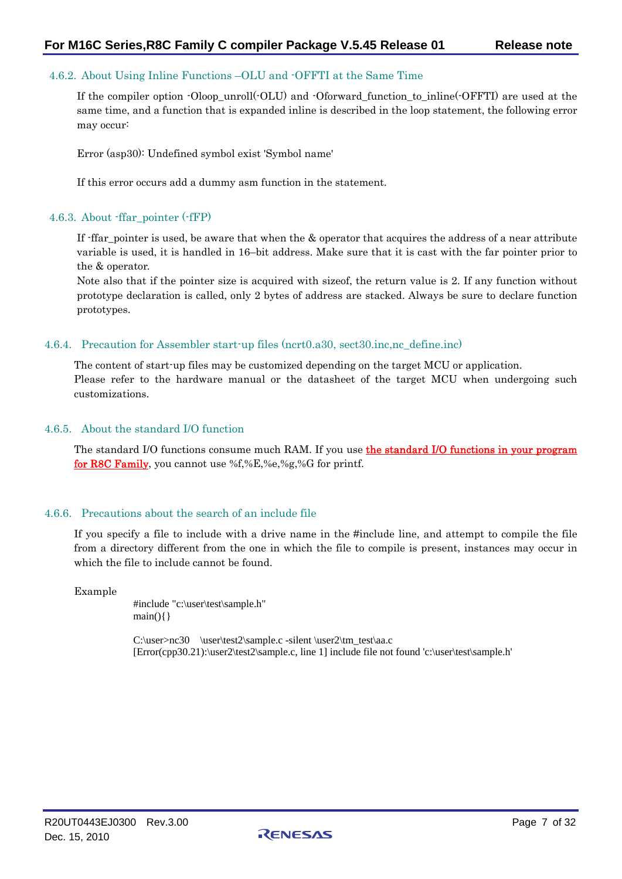### 4.6.2. About Using Inline Functions –OLU and -OFFTI at the Same Time

If the compiler option -Oloop_unroll(-OLU) and -Oforward_function_to_inline(-OFFTI) are used at the same time, and a function that is expanded inline is described in the loop statement, the following error may occur:

Error (asp30): Undefined symbol exist 'Symbol name'

If this error occurs add a dummy asm function in the statement.

### 4.6.3. About -ffar_pointer (-fFP)

If -ffar_pointer is used, be aware that when the & operator that acquires the address of a near attribute variable is used, it is handled in 16–bit address. Make sure that it is cast with the far pointer prior to the & operator.
Note also that if the pointer size is acquired with sizeof, the return value is 2. If any function without prototype declaration is called, only 2 bytes of address are stacked. Always be sure to declare function prototypes.

### 4.6.4. Precaution for Assembler start-up files (ncrt0.a30, sect30.inc,nc_define.inc)

The content of start-up files may be customized depending on the target MCU or application.
Please refer to the hardware manual or the datasheet of the target MCU when undergoing such customizations.

### 4.6.5. About the standard I/O function

The standard I/O functions consume much RAM. If you use **the standard I/O functions in your program for R8C Family**, you cannot use %f,%E,%e,%g,%G for printf.

### 4.6.6. Precautions about the search of an include file

If you specify a file to include with a drive name in the #include line, and attempt to compile the file from a directory different from the one in which the file to compile is present, instances may occur in which the file to include cannot be found.

Example

```
#include "c:\user\test\sample.h"
main(){}

C:\user>nc30    \user\test2\sample.c -silent \user2\tm_test\aa.c
[Error(cpp30.21):\user2\test2\sample.c, line 1] include file not found 'c:\user\test\sample.h'
```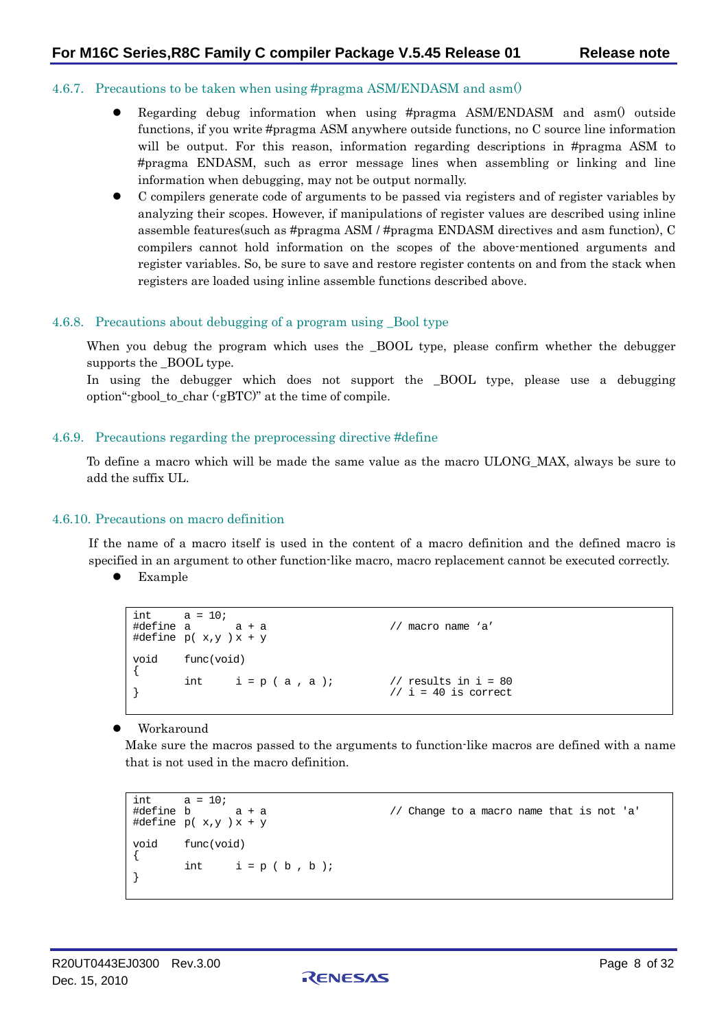### 4.6.7. Precautions to be taken when using #pragma ASM/ENDASM and asm()

- Regarding debug information when using #pragma ASM/ENDASM and asm() outside functions, if you write #pragma ASM anywhere outside functions, no C source line information will be output. For this reason, information regarding descriptions in #pragma ASM to #pragma ENDASM, such as error message lines when assembling or linking and line information when debugging, may not be output normally.
- C compilers generate code of arguments to be passed via registers and of register variables by analyzing their scopes. However, if manipulations of register values are described using inline assemble features(such as #pragma ASM / #pragma ENDASM directives and asm function), C compilers cannot hold information on the scopes of the above-mentioned arguments and register variables. So, be sure to save and restore register contents on and from the stack when registers are loaded using inline assemble functions described above.

### 4.6.8. Precautions about debugging of a program using _Bool type

When you debug the program which uses the _BOOL type, please confirm whether the debugger supports the _BOOL type.
In using the debugger which does not support the _BOOL type, please use a debugging option"-gbool_to_char (-gBTC)" at the time of compile.

### 4.6.9. Precautions regarding the preprocessing directive #define

To define a macro which will be made the same value as the macro ULONG_MAX, always be sure to add the suffix UL.

### 4.6.10. Precautions on macro definition

If the name of a macro itself is used in the content of a macro definition and the defined macro is specified in an argument to other function-like macro, macro replacement cannot be executed correctly.

- Example

```
int     a = 10;
#define a       a + a                   // macro name 'a'
#define p( x,y ) x + y

void    func(void)
{
        int     i = p ( a , a );        // results in i = 80
}                                       // i = 40 is correct
```

- Workaround

Make sure the macros passed to the arguments to function-like macros are defined with a name that is not used in the macro definition.

```
int     a = 10;
#define b       a + a                   // Change to a macro name that is not 'a'
#define p( x,y ) x + y

void    func(void)
{
        int     i = p ( b , b );
}
```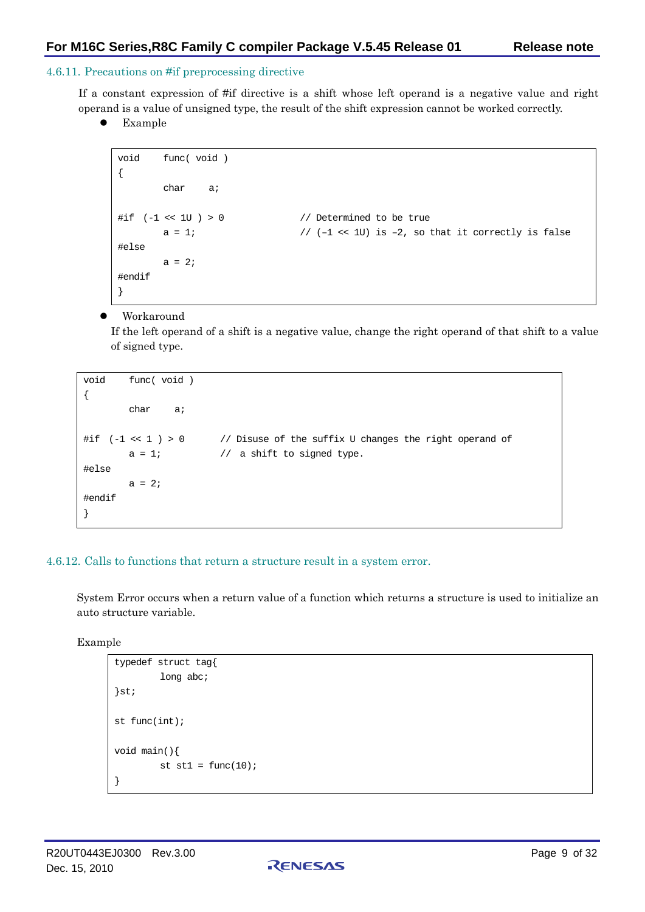### 4.6.11. Precautions on #if preprocessing directive

If a constant expression of #if directive is a shift whose left operand is a negative value and right operand is a value of unsigned type, the result of the shift expression cannot be worked correctly.

- Example

```
void    func( void )
{
        char    a;

#if  (-1 << 1U ) > 0            // Determined to be true
        a = 1;                  // (–1 << 1U) is –2, so that it correctly is false
#else
        a = 2;
#endif
}
```

- Workaround

  If the left operand of a shift is a negative value, change the right operand of that shift to a value of signed type.

```
void    func( void )
{
        char    a;

#if  (-1 << 1 ) > 0      // Disuse of the suffix U changes the right operand of
        a = 1;           //  a shift to signed type.
#else
        a = 2;
#endif
}
```

### 4.6.12. Calls to functions that return a structure result in a system error.

System Error occurs when a return value of a function which returns a structure is used to initialize an auto structure variable.

Example

```
typedef struct tag{
        long abc;
}st;

st func(int);

void main(){
        st st1 = func(10);
}
```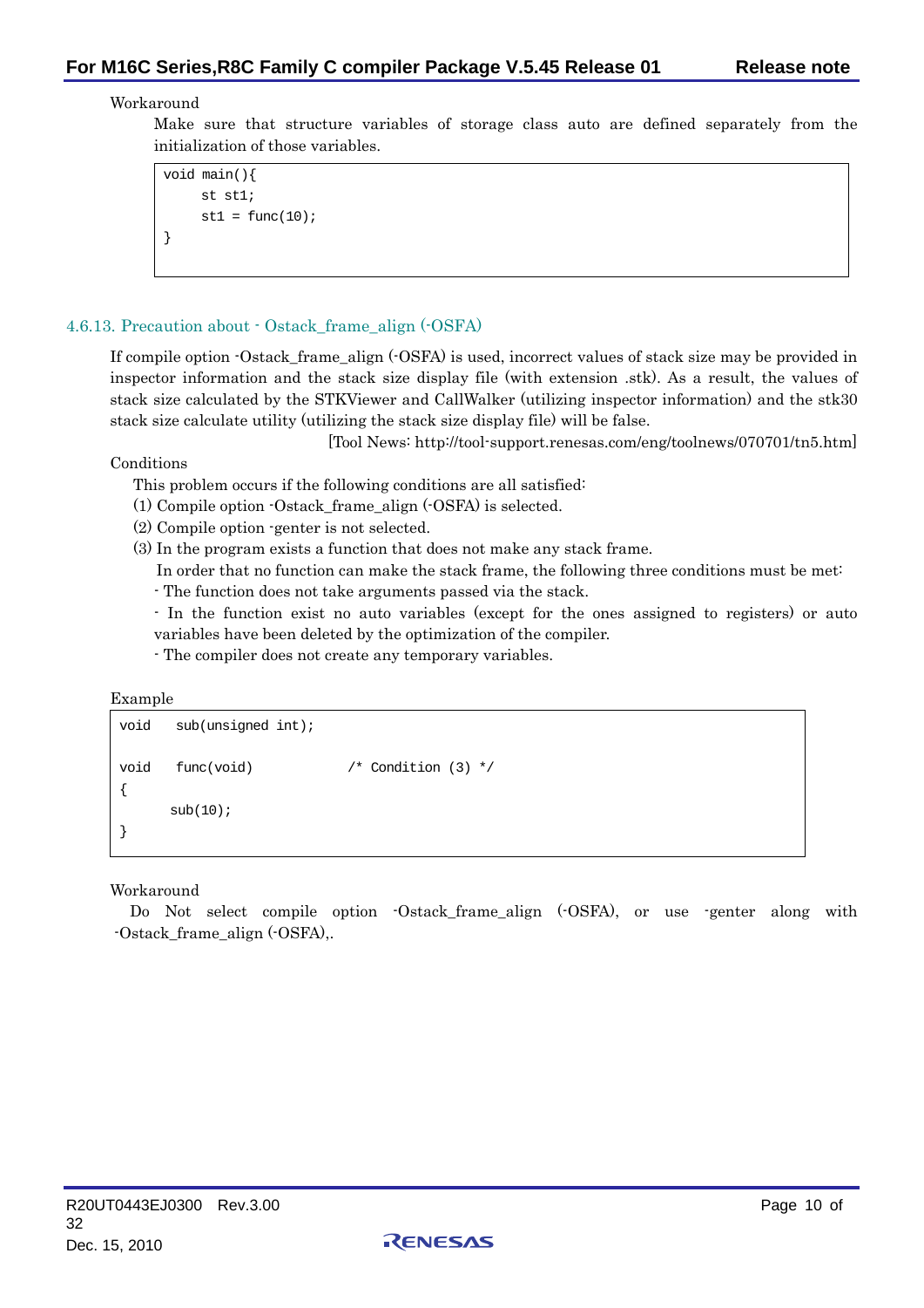Workaround

Make sure that structure variables of storage class auto are defined separately from the initialization of those variables.

```
void main(){
     st st1;
     st1 = func(10);
}
```

### 4.6.13. Precaution about - Ostack_frame_align (-OSFA)

If compile option -Ostack_frame_align (-OSFA) is used, incorrect values of stack size may be provided in inspector information and the stack size display file (with extension .stk). As a result, the values of stack size calculated by the STKViewer and CallWalker (utilizing inspector information) and the stk30 stack size calculate utility (utilizing the stack size display file) will be false.

[Tool News: http://tool-support.renesas.com/eng/toolnews/070701/tn5.htm]

Conditions

This problem occurs if the following conditions are all satisfied:

(1) Compile option -Ostack_frame_align (-OSFA) is selected.

(2) Compile option -genter is not selected.

(3) In the program exists a function that does not make any stack frame.

In order that no function can make the stack frame, the following three conditions must be met:

- The function does not take arguments passed via the stack.

- In the function exist no auto variables (except for the ones assigned to registers) or auto variables have been deleted by the optimization of the compiler.

- The compiler does not create any temporary variables.

Example

```
void   sub(unsigned int);

void   func(void)           /* Condition (3) */
{
       sub(10);
}
```

Workaround

Do Not select compile option -Ostack_frame_align (-OSFA), or use -genter along with -Ostack_frame_align (-OSFA),.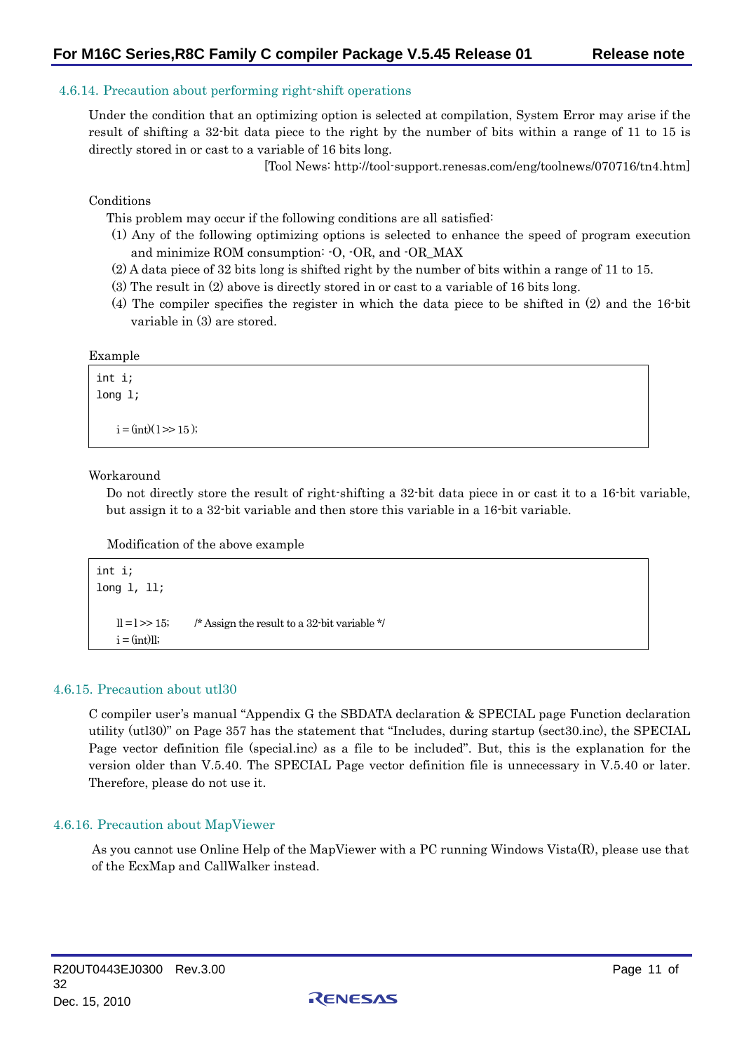### 4.6.14. Precaution about performing right-shift operations

Under the condition that an optimizing option is selected at compilation, System Error may arise if the result of shifting a 32-bit data piece to the right by the number of bits within a range of 11 to 15 is directly stored in or cast to a variable of 16 bits long.

[Tool News: http://tool-support.renesas.com/eng/toolnews/070716/tn4.htm]

Conditions

This problem may occur if the following conditions are all satisfied:

(1) Any of the following optimizing options is selected to enhance the speed of program execution and minimize ROM consumption: -O, -OR, and -OR_MAX

(2) A data piece of 32 bits long is shifted right by the number of bits within a range of 11 to 15.

(3) The result in (2) above is directly stored in or cast to a variable of 16 bits long.

(4) The compiler specifies the register in which the data piece to be shifted in (2) and the 16-bit variable in (3) are stored.

Example

```
int i;
long l;

    i = (int)( l >> 15 );
```

Workaround

Do not directly store the result of right-shifting a 32-bit data piece in or cast it to a 16-bit variable, but assign it to a 32-bit variable and then store this variable in a 16-bit variable.

Modification of the above example

```
int i;
long l, ll;

    ll = l >> 15;     /* Assign the result to a 32-bit variable */
    i = (int)ll;
```

### 4.6.15. Precaution about utl30

C compiler user's manual "Appendix G the SBDATA declaration & SPECIAL page Function declaration utility (utl30)" on Page 357 has the statement that "Includes, during startup (sect30.inc), the SPECIAL Page vector definition file (special.inc) as a file to be included". But, this is the explanation for the version older than V.5.40. The SPECIAL Page vector definition file is unnecessary in V.5.40 or later. Therefore, please do not use it.

### 4.6.16. Precaution about MapViewer

As you cannot use Online Help of the MapViewer with a PC running Windows Vista(R), please use that of the EcxMap and CallWalker instead.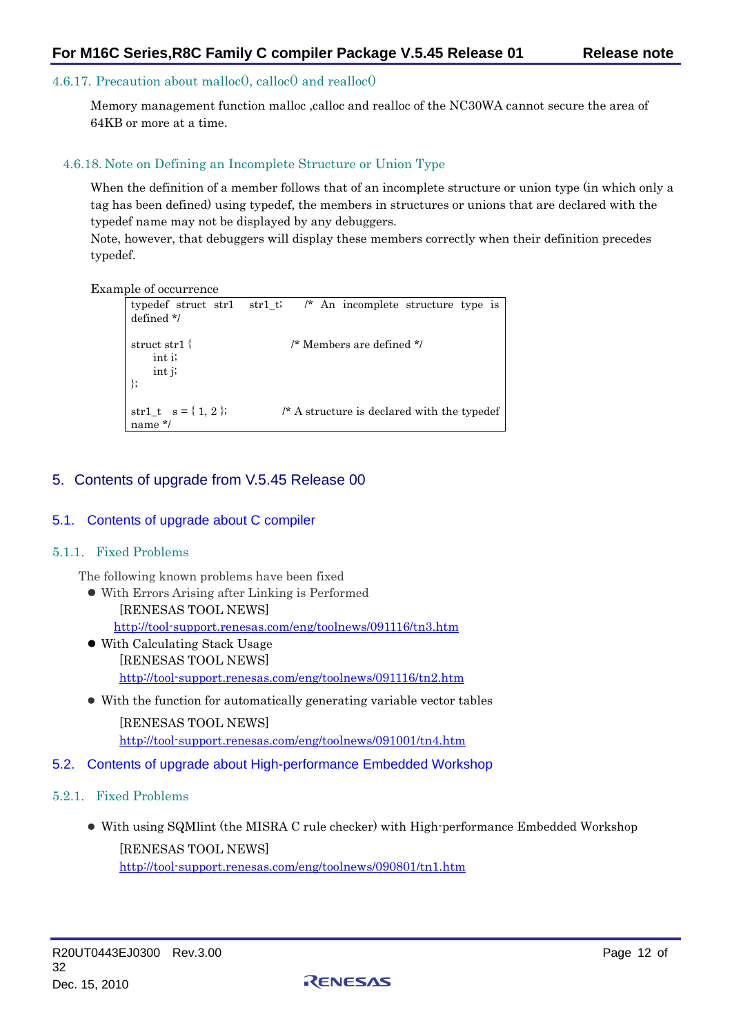### 4.6.17. Precaution about malloc(), calloc() and realloc()

Memory management function malloc ,calloc and realloc of the NC30WA cannot secure the area of 64KB or more at a time.

### 4.6.18. Note on Defining an Incomplete Structure or Union Type

When the definition of a member follows that of an incomplete structure or union type (in which only a tag has been defined) using typedef, the members in structures or unions that are declared with the typedef name may not be displayed by any debuggers.
Note, however, that debuggers will display these members correctly when their definition precedes typedef.

Example of occurrence

```
typedef struct str1   str1_t;     /* An incomplete structure type is defined */

struct str1 {                      /* Members are defined */
     int i;
     int j;
};

str1_t   s = { 1, 2 };            /* A structure is declared with the typedef name */
```

# 5. Contents of upgrade from V.5.45 Release 00

## 5.1. Contents of upgrade about C compiler

### 5.1.1. Fixed Problems

The following known problems have been fixed

- With Errors Arising after Linking is Performed
  [RENESAS TOOL NEWS]
  http://tool-support.renesas.com/eng/toolnews/091116/tn3.htm
- With Calculating Stack Usage
  [RENESAS TOOL NEWS]
  http://tool-support.renesas.com/eng/toolnews/091116/tn2.htm
- With the function for automatically generating variable vector tables
  [RENESAS TOOL NEWS]
  http://tool-support.renesas.com/eng/toolnews/091001/tn4.htm

## 5.2. Contents of upgrade about High-performance Embedded Workshop

### 5.2.1. Fixed Problems

- With using SQMlint (the MISRA C rule checker) with High-performance Embedded Workshop
  [RENESAS TOOL NEWS]
  http://tool-support.renesas.com/eng/toolnews/090801/tn1.htm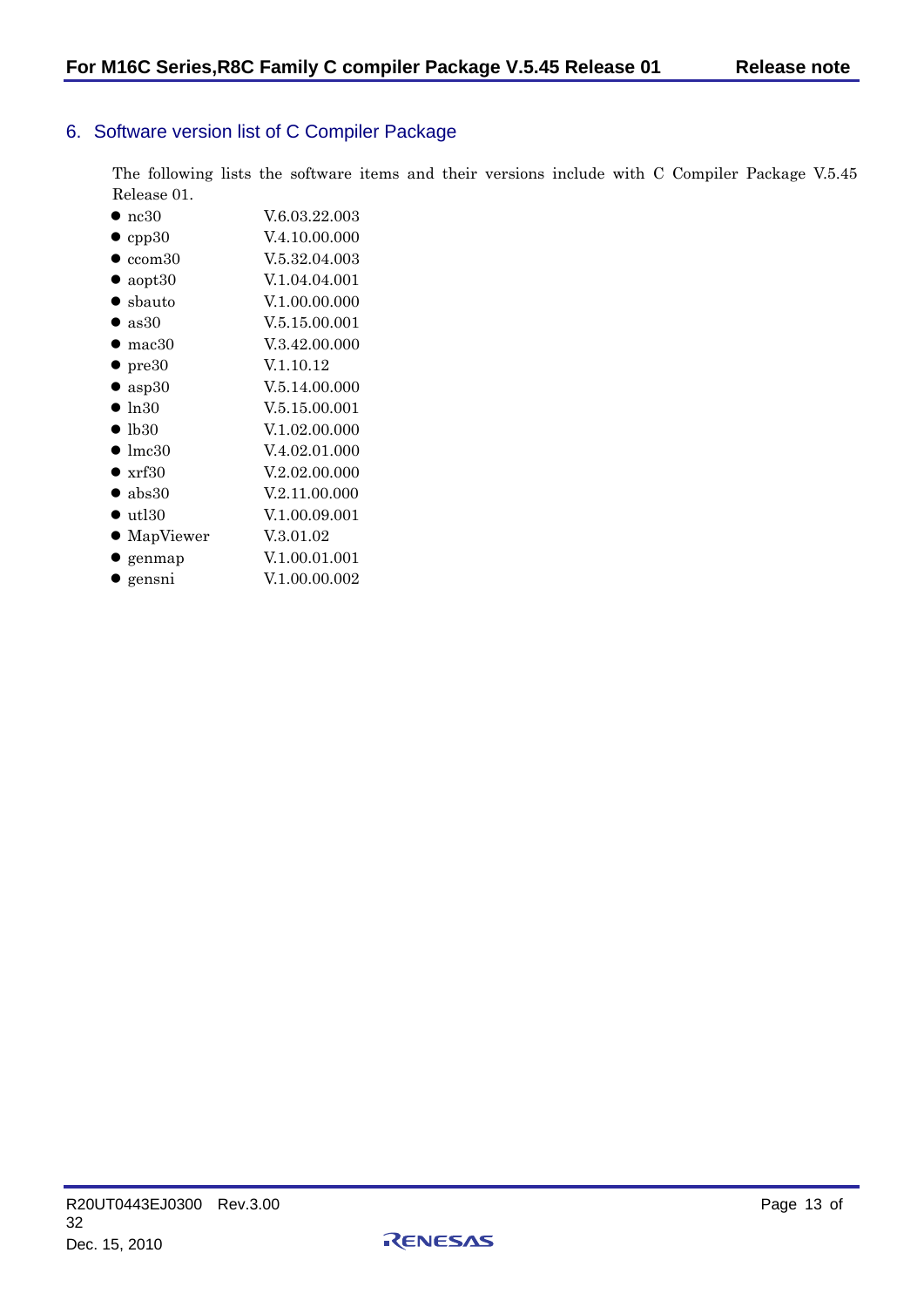## 6. Software version list of C Compiler Package

The following lists the software items and their versions include with C Compiler Package V.5.45 Release 01.

- nc30 V.6.03.22.003
- cpp30 V.4.10.00.000
- ccom30 V.5.32.04.003
- aopt30 V.1.04.04.001
- sbauto V.1.00.00.000
- as30 V.5.15.00.001
- mac30 V.3.42.00.000
- pre30 V.1.10.12
- asp30 V.5.14.00.000
- ln30 V.5.15.00.001
- lb30 V.1.02.00.000
- lmc30 V.4.02.01.000
- xrf30 V.2.02.00.000
- abs30 V.2.11.00.000
- utl30 V.1.00.09.001
- MapViewer V.3.01.02
- genmap V.1.00.01.001
- gensni V.1.00.00.002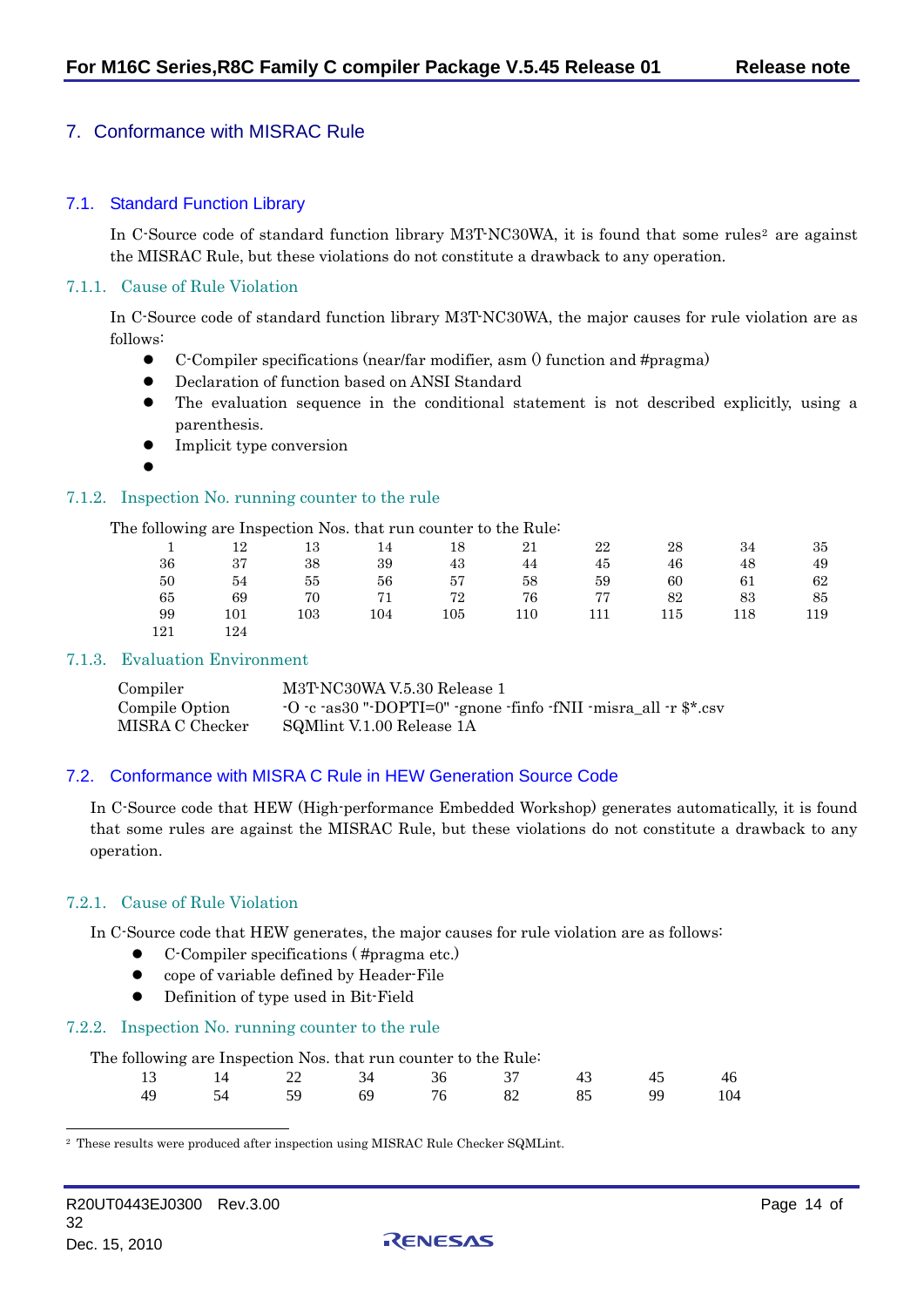# 7. Conformance with MISRAC Rule

## 7.1. Standard Function Library

In C-Source code of standard function library M3T-NC30WA, it is found that some rules[2] are against the MISRAC Rule, but these violations do not constitute a drawback to any operation.

### 7.1.1. Cause of Rule Violation

In C-Source code of standard function library M3T-NC30WA, the major causes for rule violation are as follows:

- C-Compiler specifications (near/far modifier, asm () function and #pragma)
- Declaration of function based on ANSI Standard
- The evaluation sequence in the conditional statement is not described explicitly, using a parenthesis.
- Implicit type conversion
- 

### 7.1.2. Inspection No. running counter to the rule

The following are Inspection Nos. that run counter to the Rule:

| | | | | | | | | | |
|---|---|---|---|---|---|---|---|---|---|
| 1 | 12 | 13 | 14 | 18 | 21 | 22 | 28 | 34 | 35 |
| 36 | 37 | 38 | 39 | 43 | 44 | 45 | 46 | 48 | 49 |
| 50 | 54 | 55 | 56 | 57 | 58 | 59 | 60 | 61 | 62 |
| 65 | 69 | 70 | 71 | 72 | 76 | 77 | 82 | 83 | 85 |
| 99 | 101 | 103 | 104 | 105 | 110 | 111 | 115 | 118 | 119 |
| 121 | 124 | | | | | | | | |

### 7.1.3. Evaluation Environment

| | |
|---|---|
| Compiler | M3T-NC30WA V.5.30 Release 1 |
| Compile Option | -O -c -as30 "-DOPTI=0" -gnone -finfo -fNII -misra_all -r $*.csv |
| MISRA C Checker | SQMlint V.1.00 Release 1A |

## 7.2. Conformance with MISRA C Rule in HEW Generation Source Code

In C-Source code that HEW (High-performance Embedded Workshop) generates automatically, it is found that some rules are against the MISRAC Rule, but these violations do not constitute a drawback to any operation.

### 7.2.1. Cause of Rule Violation

In C-Source code that HEW generates, the major causes for rule violation are as follows:

- C-Compiler specifications ( #pragma etc.)
- cope of variable defined by Header-File
- Definition of type used in Bit-Field

### 7.2.2. Inspection No. running counter to the rule

The following are Inspection Nos. that run counter to the Rule:

| | | | | | | | | |
|---|---|---|---|---|---|---|---|---|
| 13 | 14 | 22 | 34 | 36 | 37 | 43 | 45 | 46 |
| 49 | 54 | 59 | 69 | 76 | 82 | 85 | 99 | 104 |

[2] These results were produced after inspection using MISRAC Rule Checker SQMLint.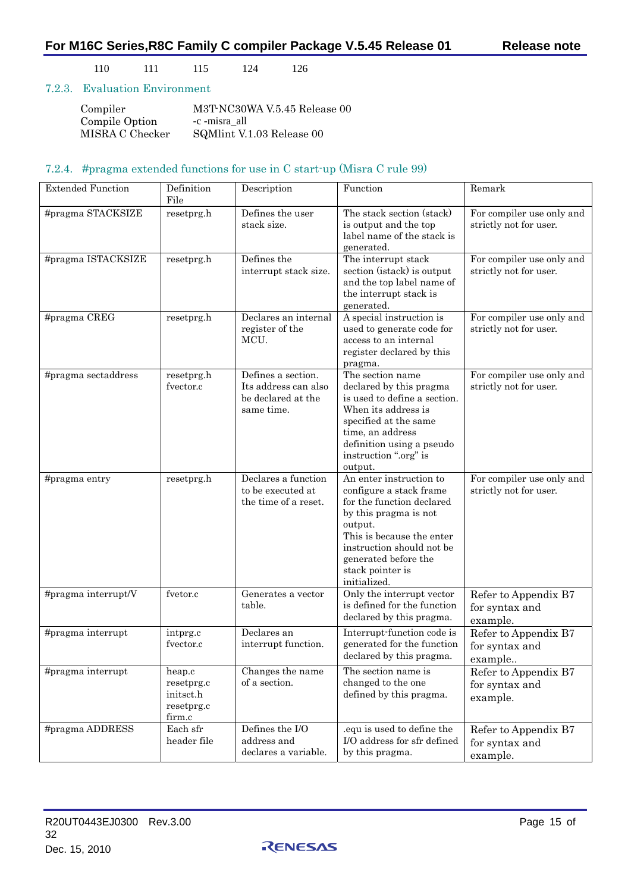110 111 115 124 126

### 7.2.3. Evaluation Environment

| | |
|---|---|
| Compiler | M3T-NC30WA V.5.45 Release 00 |
| Compile Option | -c -misra_all |
| MISRA C Checker | SQMlint V.1.03 Release 00 |

### 7.2.4. #pragma extended functions for use in C start-up (Misra C rule 99)

| Extended Function | Definition File | Description | Function | Remark |
|---|---|---|---|---|
| #pragma STACKSIZE | resetprg.h | Defines the user stack size. | The stack section (stack) is output and the top label name of the stack is generated. | For compiler use only and strictly not for user. |
| #pragma ISTACKSIZE | resetprg.h | Defines the interrupt stack size. | The interrupt stack section (istack) is output and the top label name of the interrupt stack is generated. | For compiler use only and strictly not for user. |
| #pragma CREG | resetprg.h | Declares an internal register of the MCU. | A special instruction is used to generate code for access to an internal register declared by this pragma. | For compiler use only and strictly not for user. |
| #pragma sectaddress | resetprg.h fvector.c | Defines a section. Its address can also be declared at the same time. | The section name declared by this pragma is used to define a section. When its address is specified at the same time, an address definition using a pseudo instruction ".org" is output. | For compiler use only and strictly not for user. |
| #pragma entry | resetprg.h | Declares a function to be executed at the time of a reset. | An enter instruction to configure a stack frame for the function declared by this pragma is not output. This is because the enter instruction should not be generated before the stack pointer is initialized. | For compiler use only and strictly not for user. |
| #pragma interrupt/V | fvetor.c | Generates a vector table. | Only the interrupt vector is defined for the function declared by this pragma. | Refer to Appendix B7 for syntax and example. |
| #pragma interrupt | intprg.c fvector.c | Declares an interrupt function. | Interrupt-function code is generated for the function declared by this pragma. | Refer to Appendix B7 for syntax and example.. |
| #pragma interrupt | heap.c resetprg.c initsct.h resetprg.c firm.c | Changes the name of a section. | The section name is changed to the one defined by this pragma. | Refer to Appendix B7 for syntax and example. |
| #pragma ADDRESS | Each sfr header file | Defines the I/O address and declares a variable. | .equ is used to define the I/O address for sfr defined by this pragma. | Refer to Appendix B7 for syntax and example. |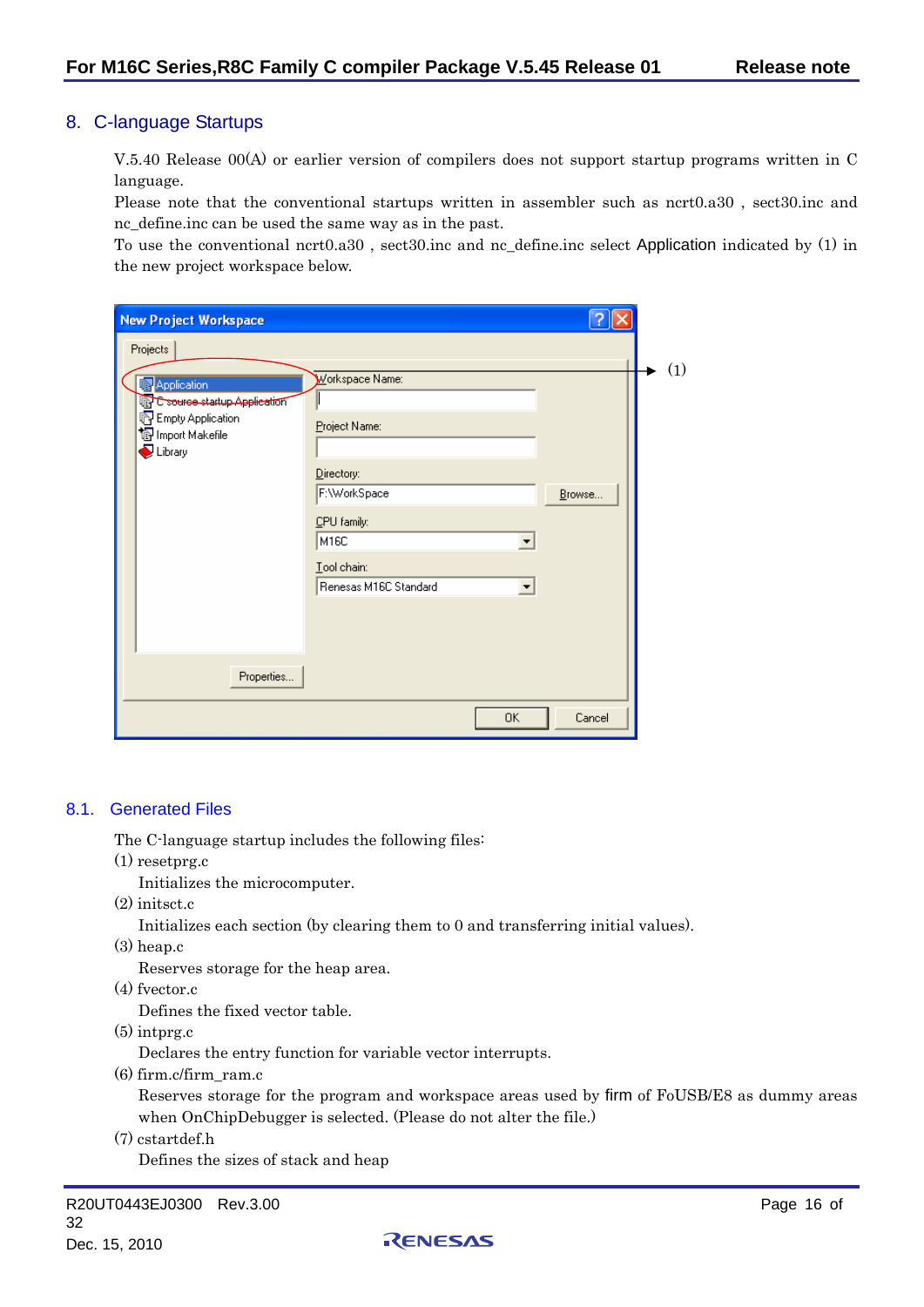## 8. C-language Startups

V.5.40 Release 00(A) or earlier version of compilers does not support startup programs written in C language.
Please note that the conventional startups written in assembler such as ncrt0.a30 , sect30.inc and nc_define.inc can be used the same way as in the past.
To use the conventional ncrt0.a30 , sect30.inc and nc_define.inc select Application indicated by (1) in the new project workspace below.

### 8.1. Generated Files

The C-language startup includes the following files:

(1) resetprg.c
    Initializes the microcomputer.

(2) initsct.c
    Initializes each section (by clearing them to 0 and transferring initial values).

(3) heap.c
    Reserves storage for the heap area.

(4) fvector.c
    Defines the fixed vector table.

(5) intprg.c
    Declares the entry function for variable vector interrupts.

(6) firm.c/firm_ram.c
    Reserves storage for the program and workspace areas used by firm of FoUSB/E8 as dummy areas when OnChipDebugger is selected. (Please do not alter the file.)

(7) cstartdef.h
    Defines the sizes of stack and heap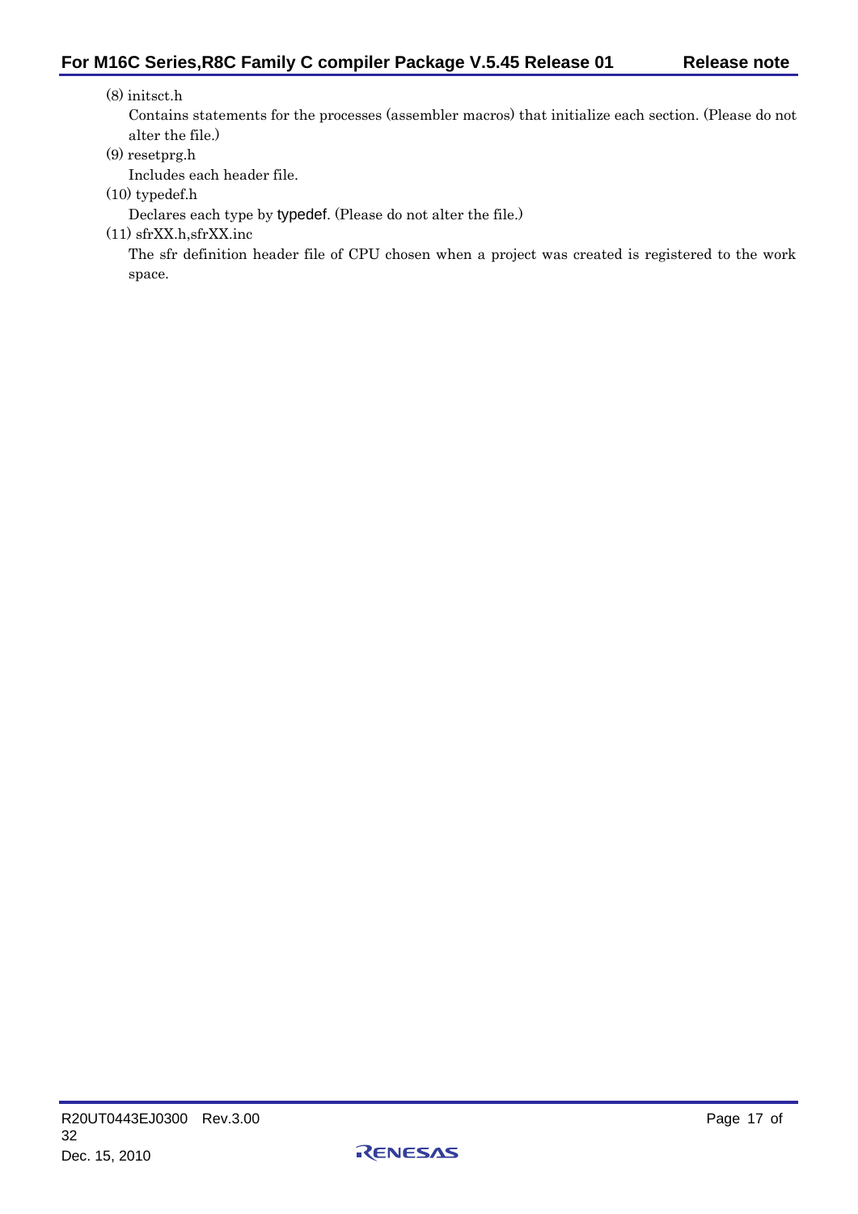(8) initsct.h

Contains statements for the processes (assembler macros) that initialize each section. (Please do not alter the file.)

(9) resetprg.h

Includes each header file.

(10) typedef.h

Declares each type by typedef. (Please do not alter the file.)

(11) sfrXX.h,sfrXX.inc

The sfr definition header file of CPU chosen when a project was created is registered to the work space.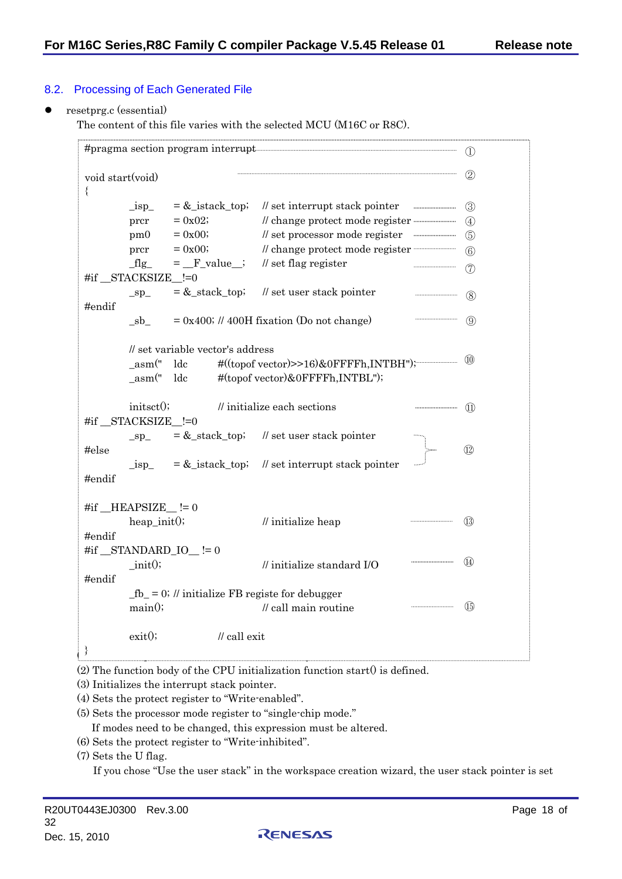## 8.2. Processing of Each Generated File

- resetprg.c (essential)

  The content of this file varies with the selected MCU (M16C or R8C).

```
#pragma section program interrupt ..................................... ①

void start(void)                       .............................. ②
{
        _isp_   = &_istack_top;  // set interrupt stack pointer  ........ ③
        prcr    = 0x02;          // change protect mode register ........ ④
        pm0     = 0x00;          // set processor mode register  ........ ⑤
        prcr    = 0x00;          // change protect mode register ........ ⑥
        _flg_   = __F_value__;   // set flag register            ........ ⑦
#if __STACKSIZE__!=0
        _sp_    = &_stack_top;   // set user stack pointer       ........ ⑧
#endif
        _sb_    = 0x400; // 400H fixation (Do not change)        ........ ⑨

        // set variable vector's address
        _asm("   ldc     #((topof vector)>>16)&0FFFFh,INTBH");    ........ ⑩
        _asm("   ldc     #(topof vector)&0FFFFh,INTBL");

        initsct();          // initialize each sections          ........ ⑪
#if __STACKSIZE__!=0
        _sp_    = &_stack_top;   // set user stack pointer       ┐
#else                                                            ├─── ⑫
        _isp_   = &_istack_top;  // set interrupt stack pointer  ┘
#endif

#if __HEAPSIZE__ != 0
        heap_init();             // initialize heap              ........ ⑬
#endif
#if __STANDARD_IO__ != 0
        _init();                 // initialize standard I/O      ........ ⑭
#endif
        _fb_ = 0; // initialize FB registe for debugger
        main();                  // call main routine            ........ ⑮

        exit();             // call exit
}
```

(2) The function body of the CPU initialization function start() is defined.
(3) Initializes the interrupt stack pointer.
(4) Sets the protect register to "Write-enabled".
(5) Sets the processor mode register to "single-chip mode."
    If modes need to be changed, this expression must be altered.
(6) Sets the protect register to "Write-inhibited".
(7) Sets the U flag.
    If you chose "Use the user stack" in the workspace creation wizard, the user stack pointer is set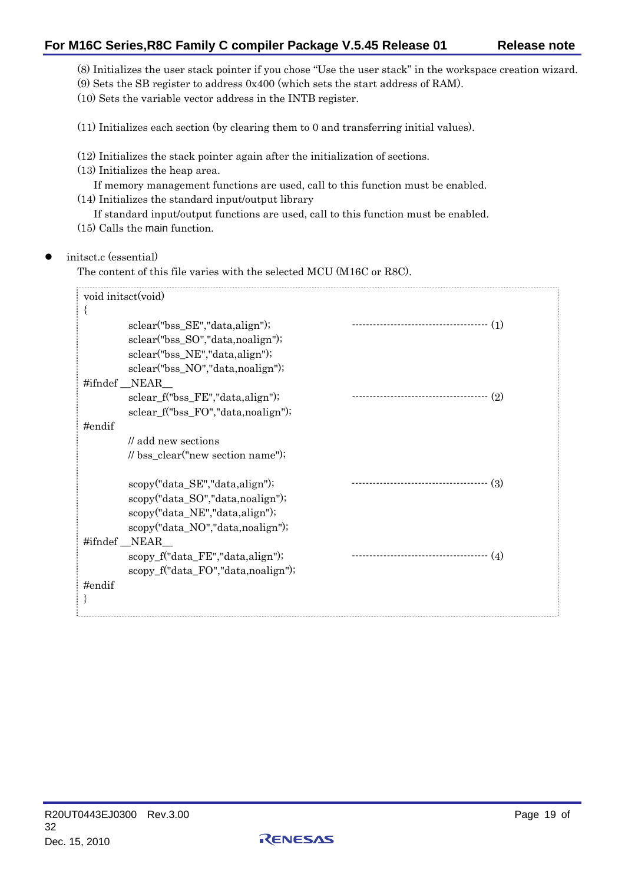(8) Initializes the user stack pointer if you chose “Use the user stack” in the workspace creation wizard.
(9) Sets the SB register to address 0x400 (which sets the start address of RAM).
(10) Sets the variable vector address in the INTB register.

(11) Initializes each section (by clearing them to 0 and transferring initial values).

(12) Initializes the stack pointer again after the initialization of sections.
(13) Initializes the heap area.
    If memory management functions are used, call to this function must be enabled.
(14) Initializes the standard input/output library
    If standard input/output functions are used, call to this function must be enabled.
(15) Calls the main function.

- initsct.c (essential)
  The content of this file varies with the selected MCU (M16C or R8C).

```
void initsct(void)
{
        sclear("bss_SE","data,align");                 ------------------------------------- (1)
        sclear("bss_SO","data,noalign");
        sclear("bss_NE","data,align");
        sclear("bss_NO","data,noalign");
#ifndef __NEAR__
        sclear_f("bss_FE","data,align");               ------------------------------------- (2)
        sclear_f("bss_FO","data,noalign");
#endif
        // add new sections
        // bss_clear("new section name");

        scopy("data_SE","data,align");                 ------------------------------------- (3)
        scopy("data_SO","data,noalign");
        scopy("data_NE","data,align");
        scopy("data_NO","data,noalign");
#ifndef __NEAR__
        scopy_f("data_FE","data,align");               ------------------------------------- (4)
        scopy_f("data_FO","data,noalign");
#endif
}
```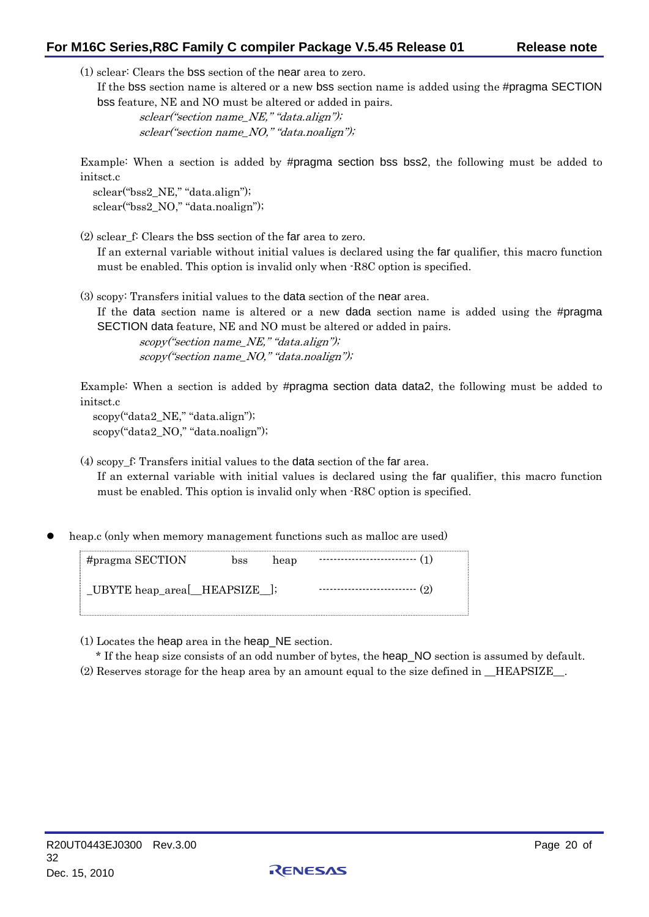(1) sclear: Clears the bss section of the near area to zero.
If the bss section name is altered or a new bss section name is added using the #pragma SECTION bss feature, NE and NO must be altered or added in pairs.
*sclear("section name_NE," "data.align");*
*sclear("section name_NO," "data.noalign");*

Example: When a section is added by #pragma section bss bss2, the following must be added to initsct.c

```
sclear("bss2_NE," "data.align");
sclear("bss2_NO," "data.noalign");
```

(2) sclear_f: Clears the bss section of the far area to zero.
If an external variable without initial values is declared using the far qualifier, this macro function must be enabled. This option is invalid only when -R8C option is specified.

(3) scopy: Transfers initial values to the data section of the near area.
If the data section name is altered or a new dada section name is added using the #pragma SECTION data feature, NE and NO must be altered or added in pairs.
*scopy("section name_NE," "data.align");*
*scopy("section name_NO," "data.noalign");*

Example: When a section is added by #pragma section data data2, the following must be added to initsct.c

```
scopy("data2_NE," "data.align");
scopy("data2_NO," "data.noalign");
```

(4) scopy_f: Transfers initial values to the data section of the far area.
If an external variable with initial values is declared using the far qualifier, this macro function must be enabled. This option is invalid only when -R8C option is specified.

- heap.c (only when memory management functions such as malloc are used)

```
#pragma SECTION        bss      heap        -------------------------- (1)

_UBYTE heap_area[__HEAPSIZE__];             -------------------------- (2)
```

(1) Locates the heap area in the heap_NE section.
\* If the heap size consists of an odd number of bytes, the heap_NO section is assumed by default.
(2) Reserves storage for the heap area by an amount equal to the size defined in __HEAPSIZE__.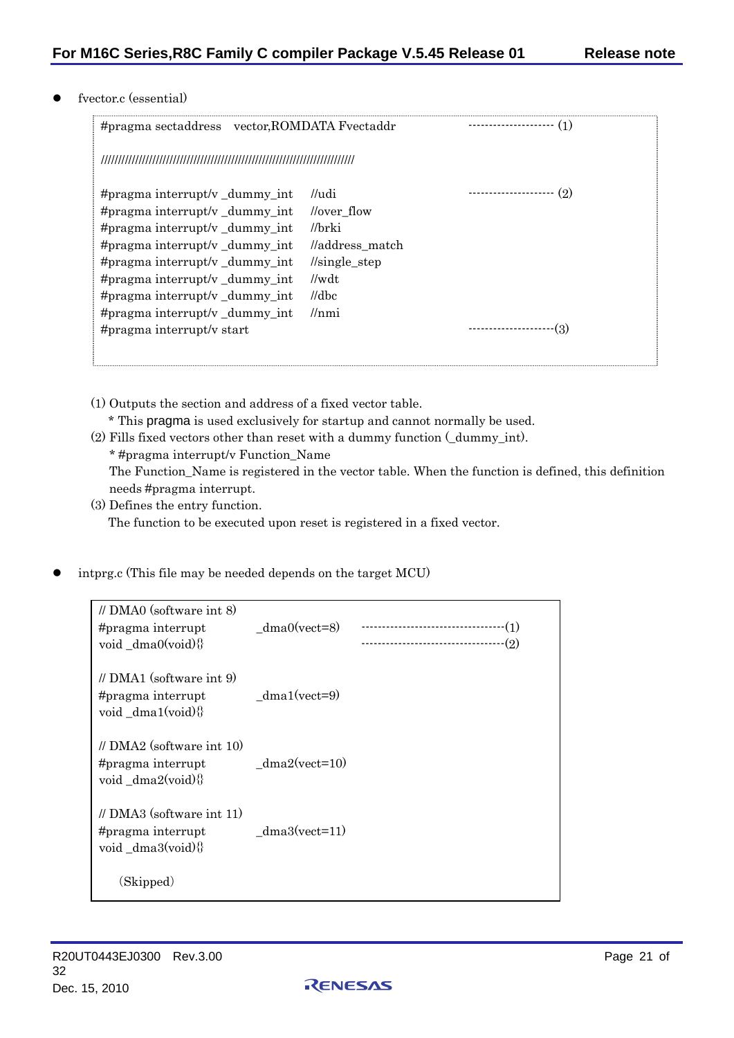- fvector.c (essential)

```
#pragma sectaddress   vector,ROMDATA Fvectaddr                -------------------- (1)

////////////////////////////////////////////////////////////////////////////

#pragma interrupt/v _dummy_int    //udi                       -------------------- (2)
#pragma interrupt/v _dummy_int    //over_flow
#pragma interrupt/v _dummy_int    //brki
#pragma interrupt/v _dummy_int    //address_match
#pragma interrupt/v _dummy_int    //single_step
#pragma interrupt/v _dummy_int    //wdt
#pragma interrupt/v _dummy_int    //dbc
#pragma interrupt/v _dummy_int    //nmi
#pragma interrupt/v start                                     --------------------(3)
```

(1) Outputs the section and address of a fixed vector table.
   * This pragma is used exclusively for startup and cannot normally be used.

(2) Fills fixed vectors other than reset with a dummy function (_dummy_int).
   * #pragma interrupt/v Function_Name
   The Function_Name is registered in the vector table. When the function is defined, this definition needs #pragma interrupt.

(3) Defines the entry function.
   The function to be executed upon reset is registered in a fixed vector.

- intprg.c (This file may be needed depends on the target MCU)

```
// DMA0 (software int 8)
#pragma interrupt       _dma0(vect=8)     ----------------------------------(1)
void _dma0(void){}                        ----------------------------------(2)

// DMA1 (software int 9)
#pragma interrupt       _dma1(vect=9)
void _dma1(void){}

// DMA2 (software int 10)
#pragma interrupt       _dma2(vect=10)
void _dma2(void){}

// DMA3 (software int 11)
#pragma interrupt       _dma3(vect=11)
void _dma3(void){}

    (Skipped)
```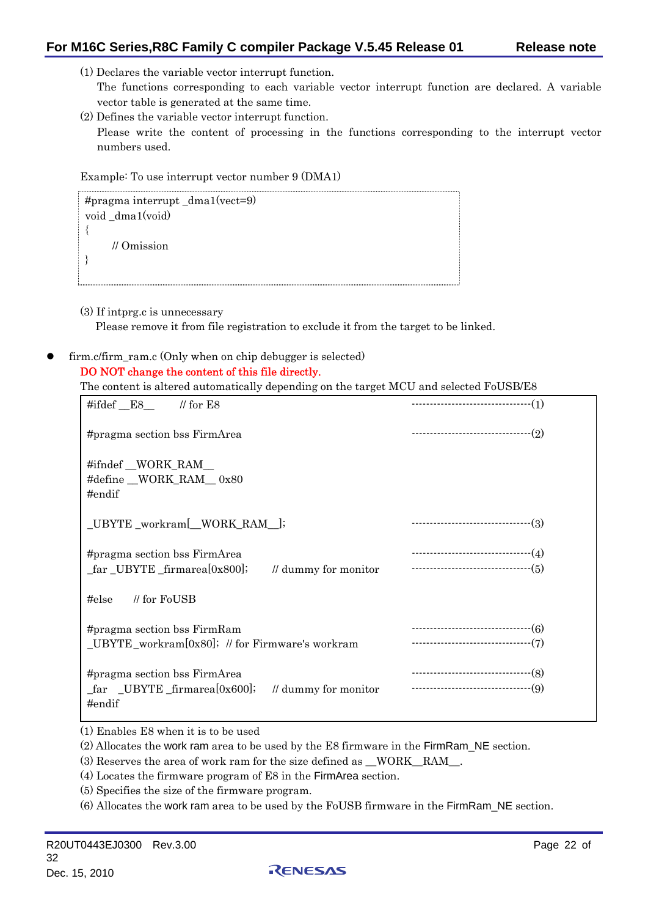(1) Declares the variable vector interrupt function.

The functions corresponding to each variable vector interrupt function are declared. A variable vector table is generated at the same time.

(2) Defines the variable vector interrupt function.

Please write the content of processing in the functions corresponding to the interrupt vector numbers used.

Example: To use interrupt vector number 9 (DMA1)

```
#pragma interrupt _dma1(vect=9)
void _dma1(void)
{
        // Omission
}
```

(3) If intprg.c is unnecessary

Please remove it from file registration to exclude it from the target to be linked.

- firm.c/firm_ram.c (Only when on chip debugger is selected)

  **DO NOT change the content of this file directly.**

  The content is altered automatically depending on the target MCU and selected FoUSB/E8

```
#ifdef __E8__       // for E8                                    --------------------------------(1)

#pragma section bss FirmArea                                     --------------------------------(2)

#ifndef __WORK_RAM__
#define __WORK_RAM__ 0x80
#endif

_UBYTE _workram[__WORK_RAM__];                                   --------------------------------(3)

#pragma section bss FirmArea                                     --------------------------------(4)
_far _UBYTE _firmarea[0x800];       // dummy for monitor         --------------------------------(5)

#else      // for FoUSB

#pragma section bss FirmRam                                      --------------------------------(6)
_UBYTE_workram[0x80];  // for Firmware's workram                 --------------------------------(7)

#pragma section bss FirmArea                                     --------------------------------(8)
_far  _UBYTE _firmarea[0x600];      // dummy for monitor         --------------------------------(9)
#endif
```

(1) Enables E8 when it is to be used

(2) Allocates the work ram area to be used by the E8 firmware in the FirmRam_NE section.

(3) Reserves the area of work ram for the size defined as __WORK__RAM__.

(4) Locates the firmware program of E8 in the FirmArea section.

(5) Specifies the size of the firmware program.

(6) Allocates the work ram area to be used by the FoUSB firmware in the FirmRam_NE section.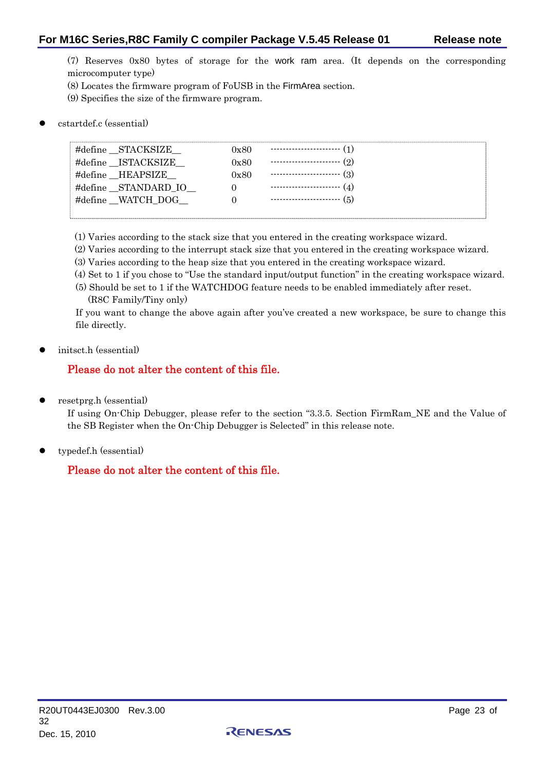(7) Reserves 0x80 bytes of storage for the work ram area. (It depends on the corresponding microcomputer type)

(8) Locates the firmware program of FoUSB in the FirmArea section.

(9) Specifies the size of the firmware program.

- cstartdef.c (essential)

```
#define __STACKSIZE__        0x80    ---------------------- (1)
#define __ISTACKSIZE__       0x80    ---------------------- (2)
#define __HEAPSIZE__         0x80    ---------------------- (3)
#define __STANDARD_IO__      0       ---------------------- (4)
#define __WATCH_DOG__        0       ---------------------- (5)
```

(1) Varies according to the stack size that you entered in the creating workspace wizard.

(2) Varies according to the interrupt stack size that you entered in the creating workspace wizard.

(3) Varies according to the heap size that you entered in the creating workspace wizard.

(4) Set to 1 if you chose to "Use the standard input/output function" in the creating workspace wizard.

(5) Should be set to 1 if the WATCHDOG feature needs to be enabled immediately after reset. (R8C Family/Tiny only)

If you want to change the above again after you've created a new workspace, be sure to change this file directly.

- initsct.h (essential)

  **Please do not alter the content of this file.**

- resetprg.h (essential)

  If using On-Chip Debugger, please refer to the section "3.3.5. Section FirmRam_NE and the Value of the SB Register when the On-Chip Debugger is Selected" in this release note.

- typedef.h (essential)

  **Please do not alter the content of this file.**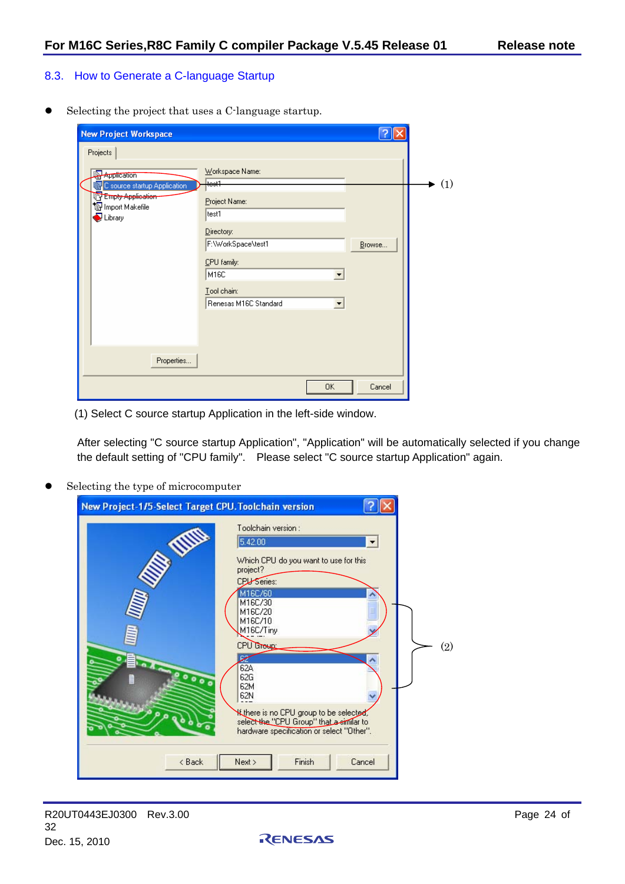## 8.3. How to Generate a C-language Startup

- Selecting the project that uses a C-language startup.

(1) Select C source startup Application in the left-side window.

After selecting "C source startup Application", "Application" will be automatically selected if you change the default setting of "CPU family". Please select "C source startup Application" again.

- Selecting the type of microcomputer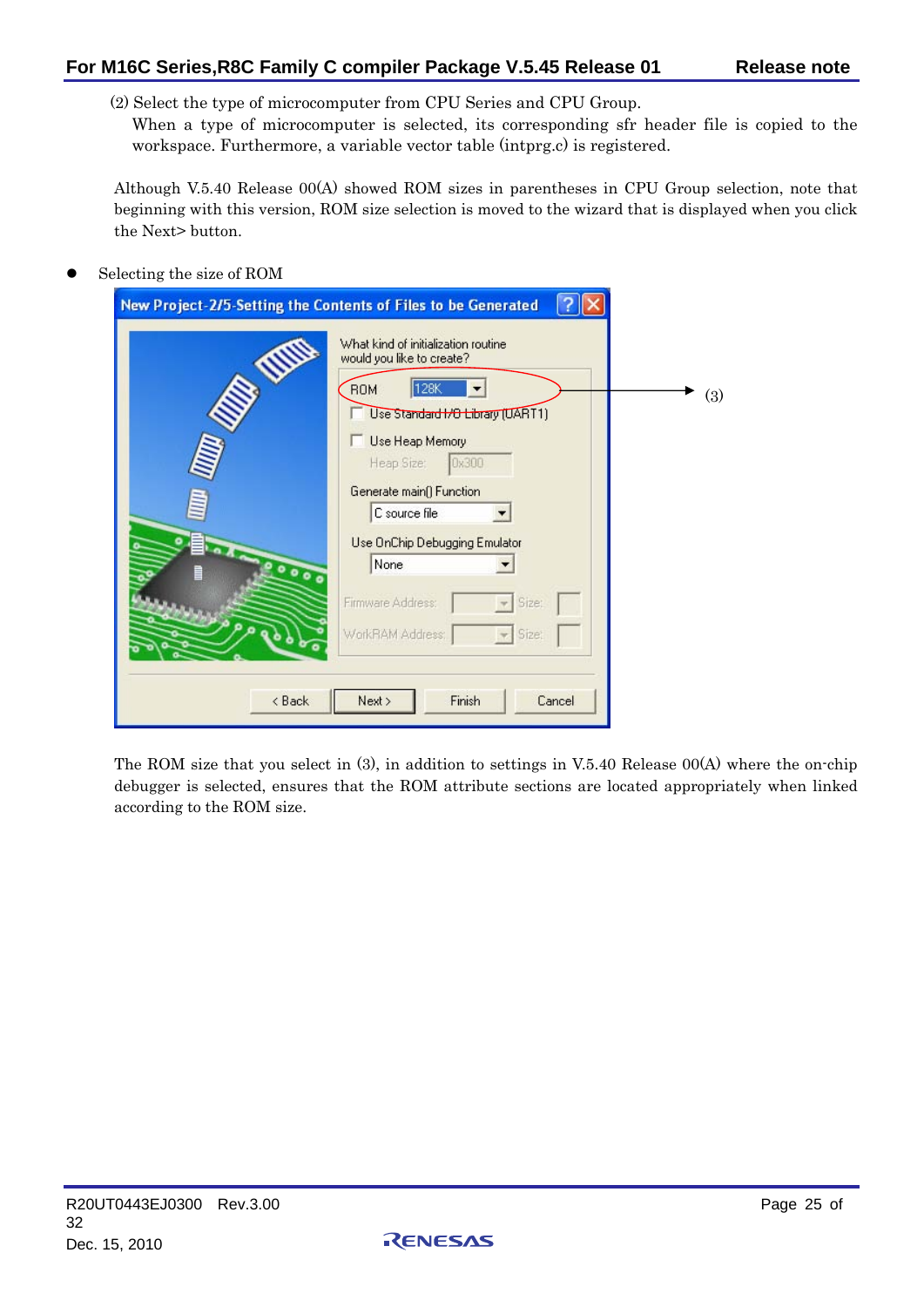(2) Select the type of microcomputer from CPU Series and CPU Group.
When a type of microcomputer is selected, its corresponding sfr header file is copied to the workspace. Furthermore, a variable vector table (intprg.c) is registered.

Although V.5.40 Release 00(A) showed ROM sizes in parentheses in CPU Group selection, note that beginning with this version, ROM size selection is moved to the wizard that is displayed when you click the Next> button.

- Selecting the size of ROM

(3)

The ROM size that you select in (3), in addition to settings in V.5.40 Release 00(A) where the on-chip debugger is selected, ensures that the ROM attribute sections are located appropriately when linked according to the ROM size.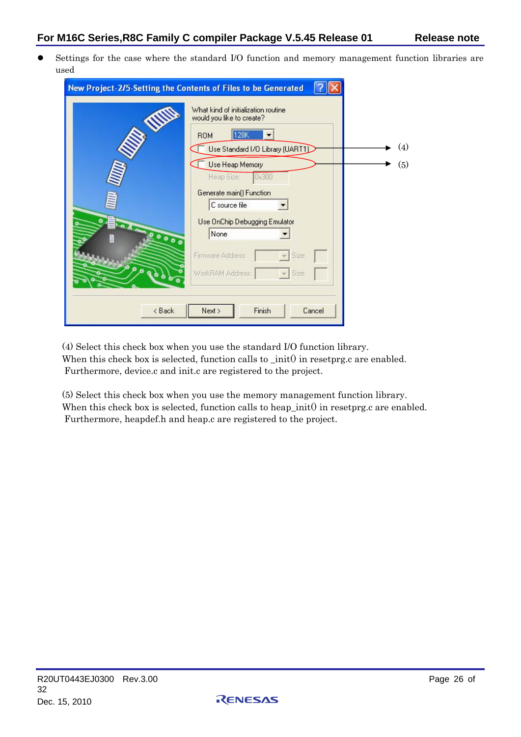- Settings for the case where the standard I/O function and memory management function libraries are used

(4) Select this check box when you use the standard I/O function library.
When this check box is selected, function calls to _init() in resetprg.c are enabled.
Furthermore, device.c and init.c are registered to the project.

(5) Select this check box when you use the memory management function library.
When this check box is selected, function calls to heap_init() in resetprg.c are enabled.
Furthermore, heapdef.h and heap.c are registered to the project.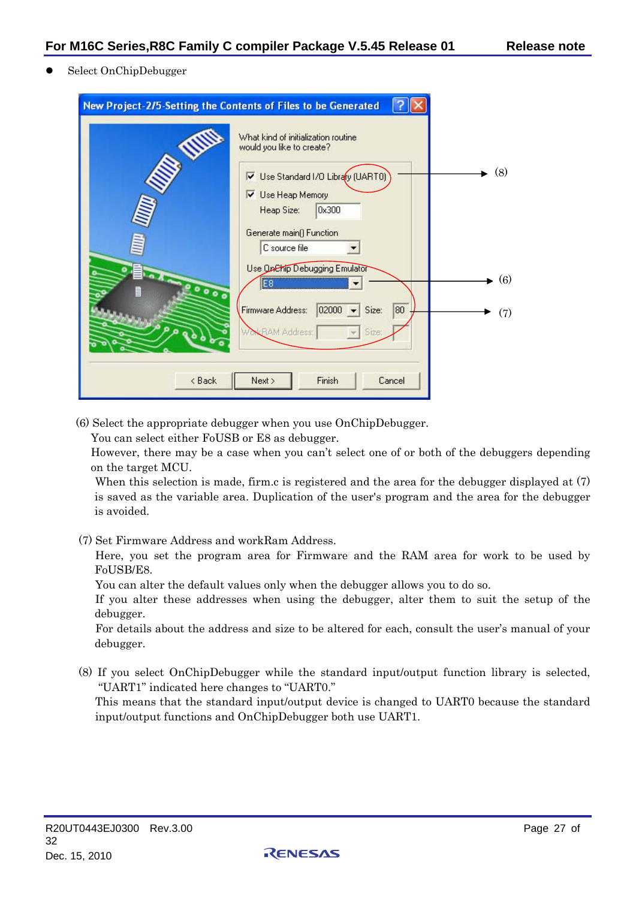- Select OnChipDebugger

(6) Select the appropriate debugger when you use OnChipDebugger.
You can select either FoUSB or E8 as debugger.
However, there may be a case when you can't select one of or both of the debuggers depending on the target MCU.
When this selection is made, firm.c is registered and the area for the debugger displayed at (7) is saved as the variable area. Duplication of the user's program and the area for the debugger is avoided.

(7) Set Firmware Address and workRam Address.
Here, you set the program area for Firmware and the RAM area for work to be used by FoUSB/E8.
You can alter the default values only when the debugger allows you to do so.
If you alter these addresses when using the debugger, alter them to suit the setup of the debugger.
For details about the address and size to be altered for each, consult the user's manual of your debugger.

(8) If you select OnChipDebugger while the standard input/output function library is selected, "UART1" indicated here changes to "UART0."
This means that the standard input/output device is changed to UART0 because the standard input/output functions and OnChipDebugger both use UART1.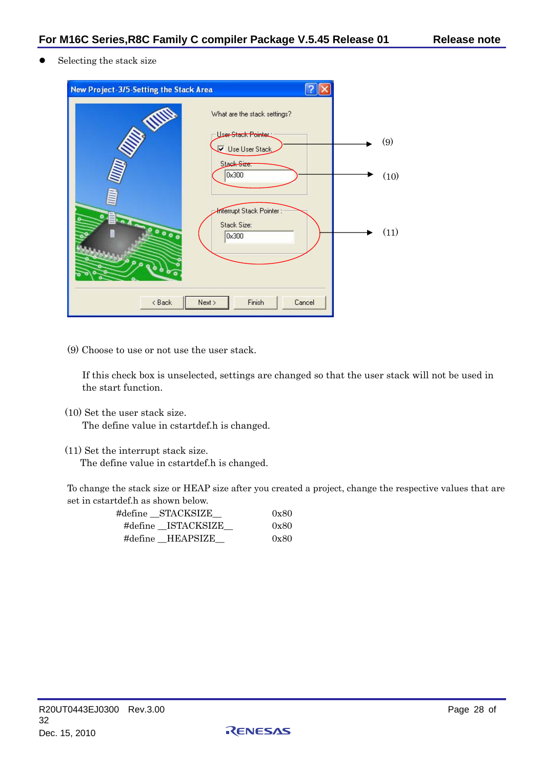- Selecting the stack size

(9) Choose to use or not use the user stack.

If this check box is unselected, settings are changed so that the user stack will not be used in the start function.

(10) Set the user stack size.
The define value in cstartdef.h is changed.

(11) Set the interrupt stack size.
The define value in cstartdef.h is changed.

To change the stack size or HEAP size after you created a project, change the respective values that are set in cstartdef.h as shown below.

```
#define __STACKSIZE__        0x80
#define __ISTACKSIZE__       0x80
#define __HEAPSIZE__         0x80
```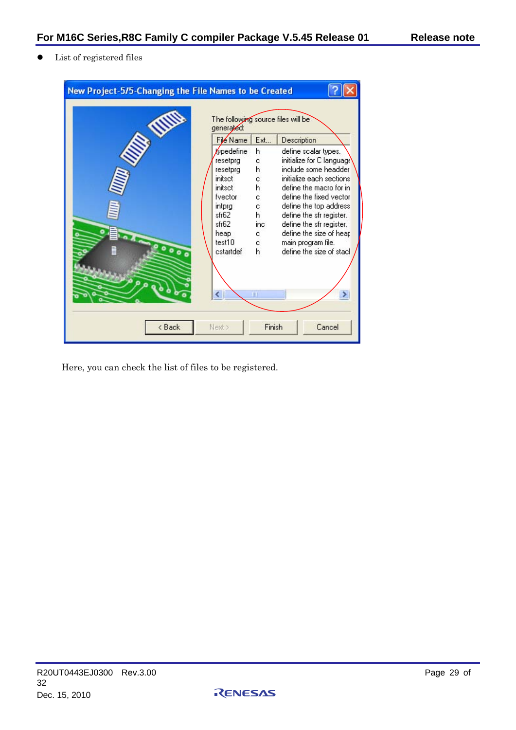- List of registered files

Here, you can check the list of files to be registered.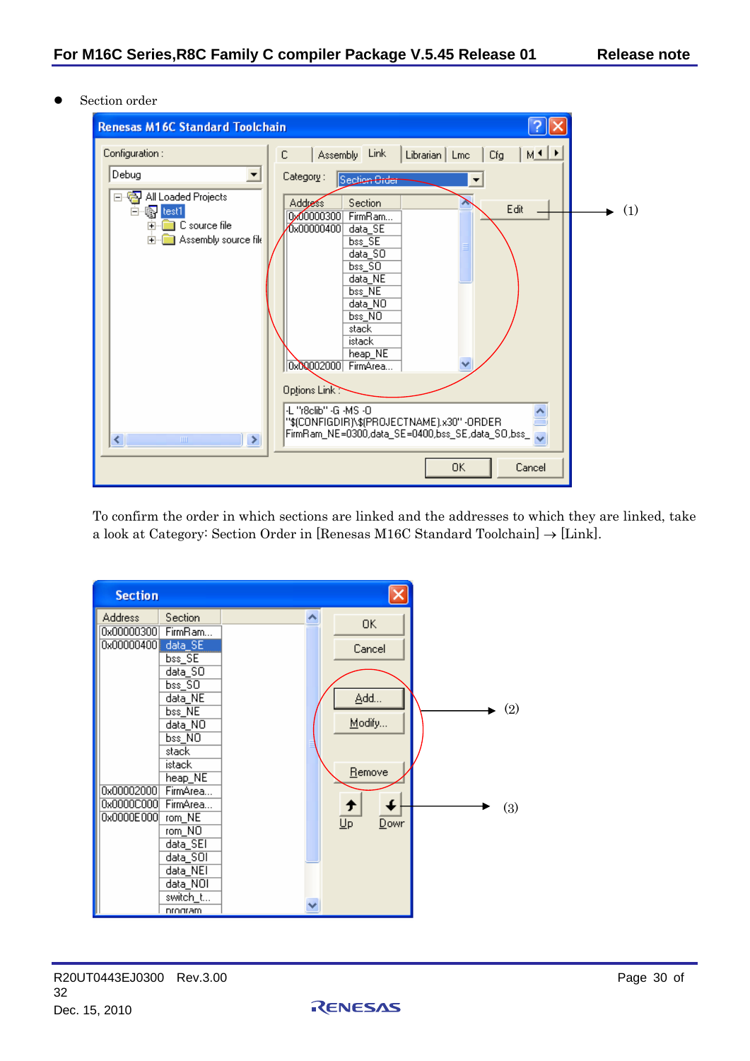- Section order

To confirm the order in which sections are linked and the addresses to which they are linked, take a look at Category: Section Order in [Renesas M16C Standard Toolchain] → [Link].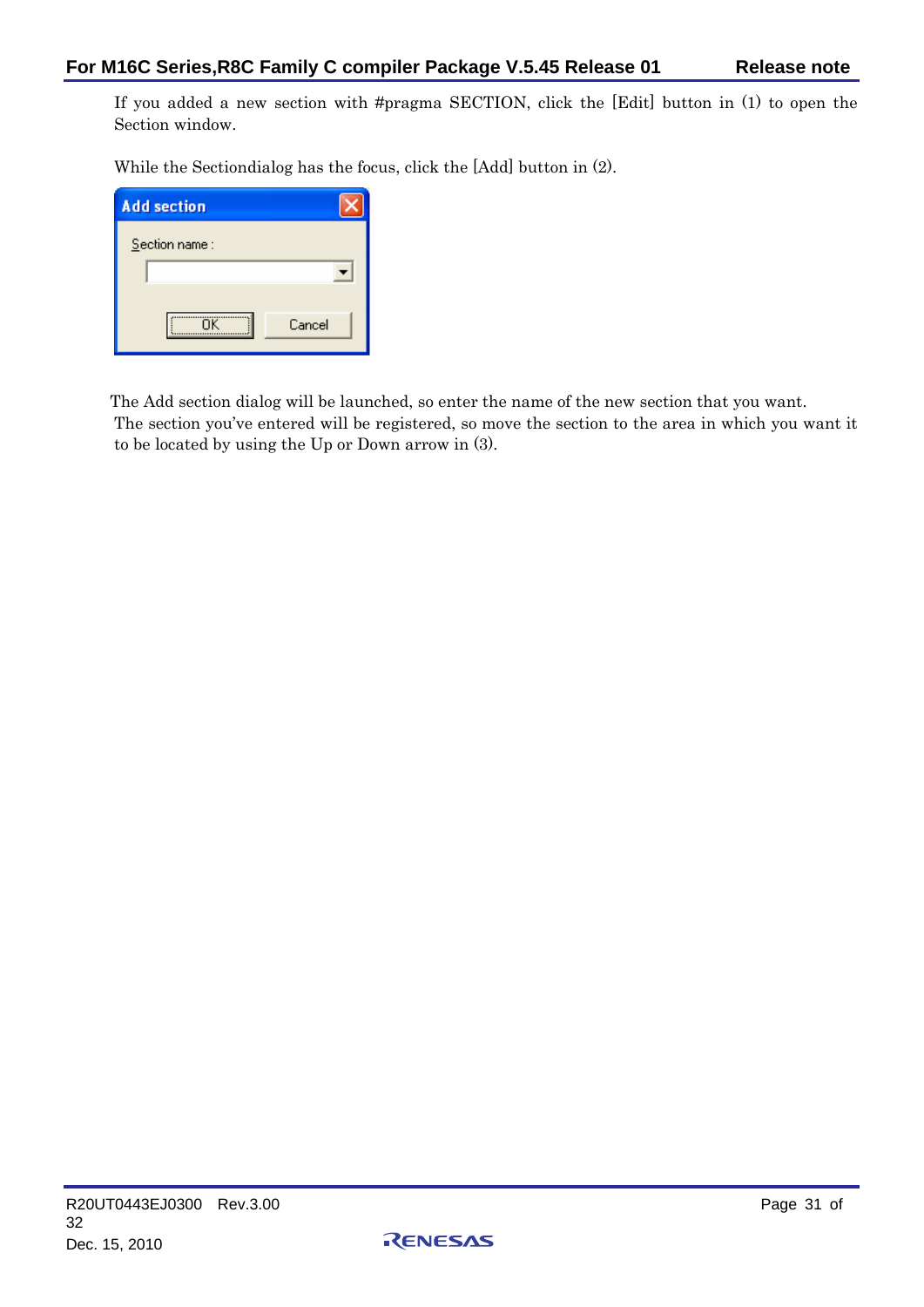If you added a new section with #pragma SECTION, click the [Edit] button in (1) to open the Section window.

While the Sectiondialog has the focus, click the [Add] button in (2).

The Add section dialog will be launched, so enter the name of the new section that you want. The section you've entered will be registered, so move the section to the area in which you want it to be located by using the Up or Down arrow in (3).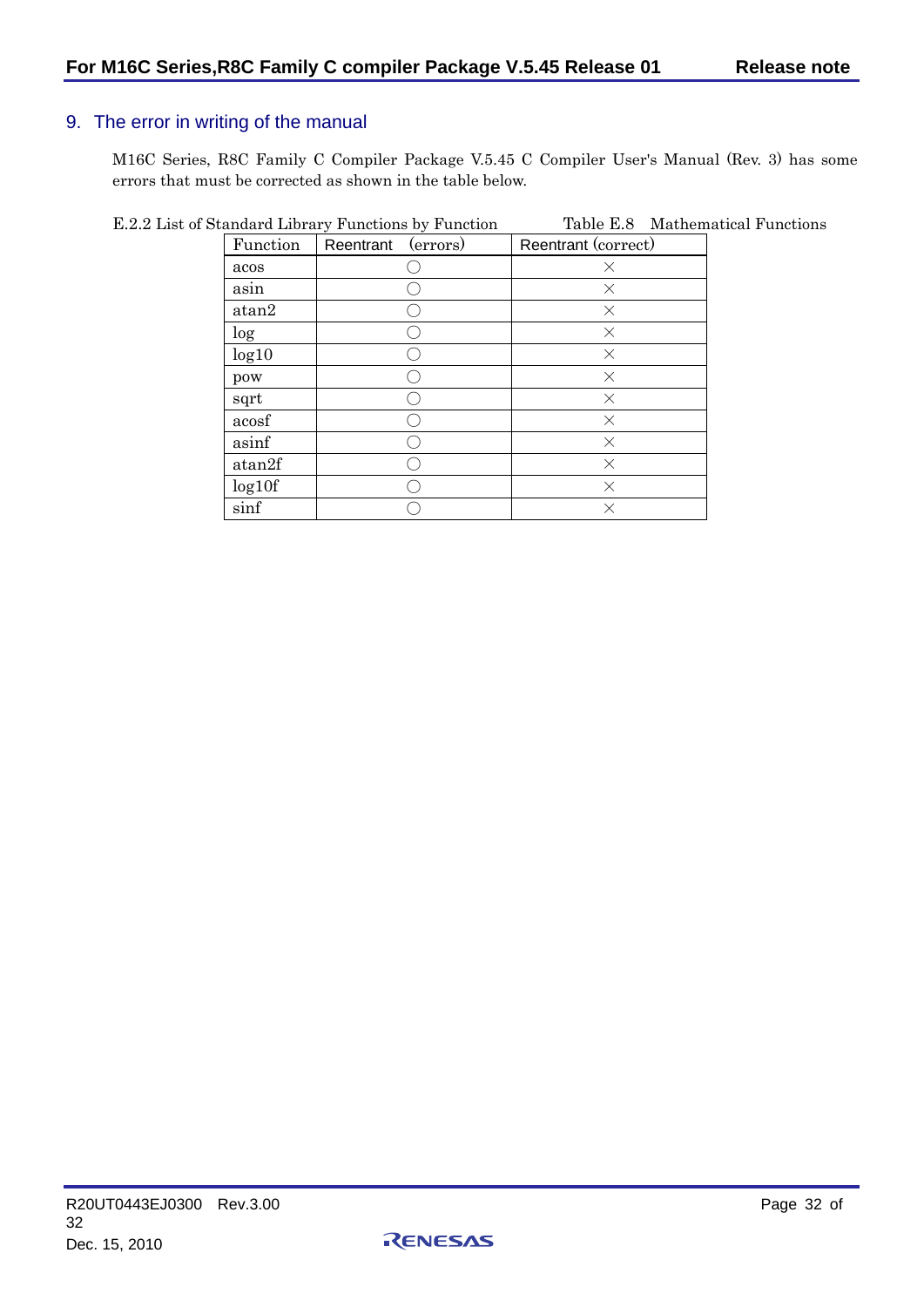## 9. The error in writing of the manual

M16C Series, R8C Family C Compiler Package V.5.45 C Compiler User's Manual (Rev. 3) has some errors that must be corrected as shown in the table below.

E.2.2 List of Standard Library Functions by Function Table E.8 Mathematical Functions

| Function | Reentrant (errors) | Reentrant (correct) |
|---|---|---|
| acos | ○ | × |
| asin | ○ | × |
| atan2 | ○ | × |
| log | ○ | × |
| log10 | ○ | × |
| pow | ○ | × |
| sqrt | ○ | × |
| acosf | ○ | × |
| asinf | ○ | × |
| atan2f | ○ | × |
| log10f | ○ | × |
| sinf | ○ | × |